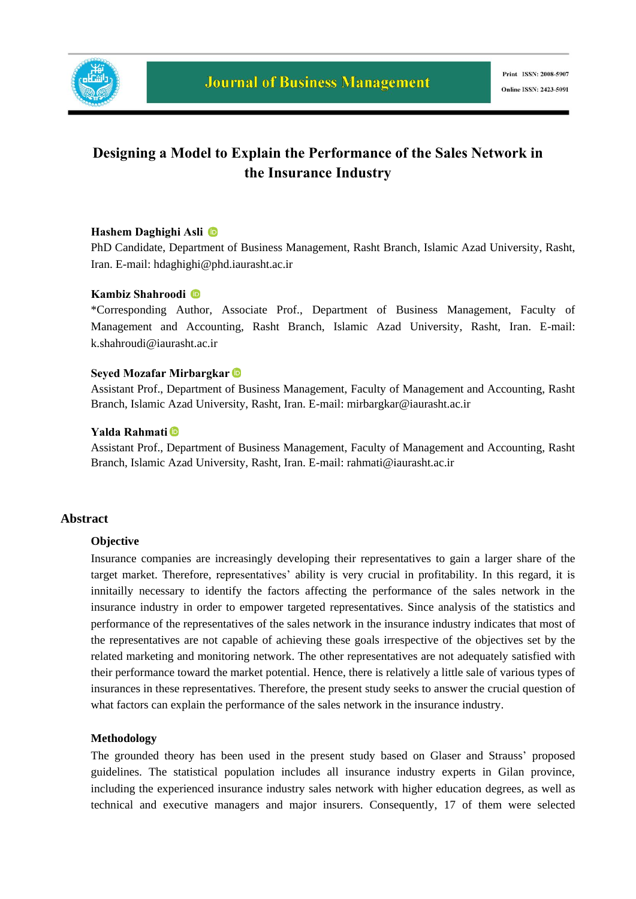# Designing a Model to Explain the Performance of the Sales Network in the Insurance Industry

**Hashem Daghighi Asli**

PhD Candidate, Department of Business Management, Rasht Branch, Islamic Azad University, Rasht, Iran. E-mail: hdaghighi@phd.iaurasht.ac.ir

**Kambiz Shahroodi**

*Corresponding Author, Associate Prof., Department of Business Management, Faculty of Management and Accounting, Rasht Branch, Islamic Azad University, Rasht, Iran. E-mail: k.shahroudi@iaurasht.ac.ir

**Seyed Mozafar Mirbargkar**

Assistant Prof., Department of Business Management, Faculty of Management and Accounting, Rasht Branch, Islamic Azad University, Rasht, Iran. E-mail: mirbargkar@iaurasht.ac.ir

**Yalda Rahmati**

Assistant Prof., Department of Business Management, Faculty of Management and Accounting, Rasht Branch, Islamic Azad University, Rasht, Iran. E-mail: rahmati@iaurasht.ac.ir

## Abstract

### Objective

Insurance companies are increasingly developing their representatives to gain a larger share of the target market. Therefore, representatives' ability is very crucial in profitability. In this regard, it is innitailly necessary to identify the factors affecting the performance of the sales network in the insurance industry in order to empower targeted representatives. Since analysis of the statistics and performance of the representatives of the sales network in the insurance industry indicates that most of the representatives are not capable of achieving these goals irrespective of the objectives set by the related marketing and monitoring network. The other representatives are not adequately satisfied with their performance toward the market potential. Hence, there is relatively a little sale of various types of insurances in these representatives. Therefore, the present study seeks to answer the crucial question of what factors can explain the performance of the sales network in the insurance industry.

### Methodology

The grounded theory has been used in the present study based on Glaser and Strauss' proposed guidelines. The statistical population includes all insurance industry experts in Gilan province, including the experienced insurance industry sales network with higher education degrees, as well as technical and executive managers and major insurers. Consequently, 17 of them were selected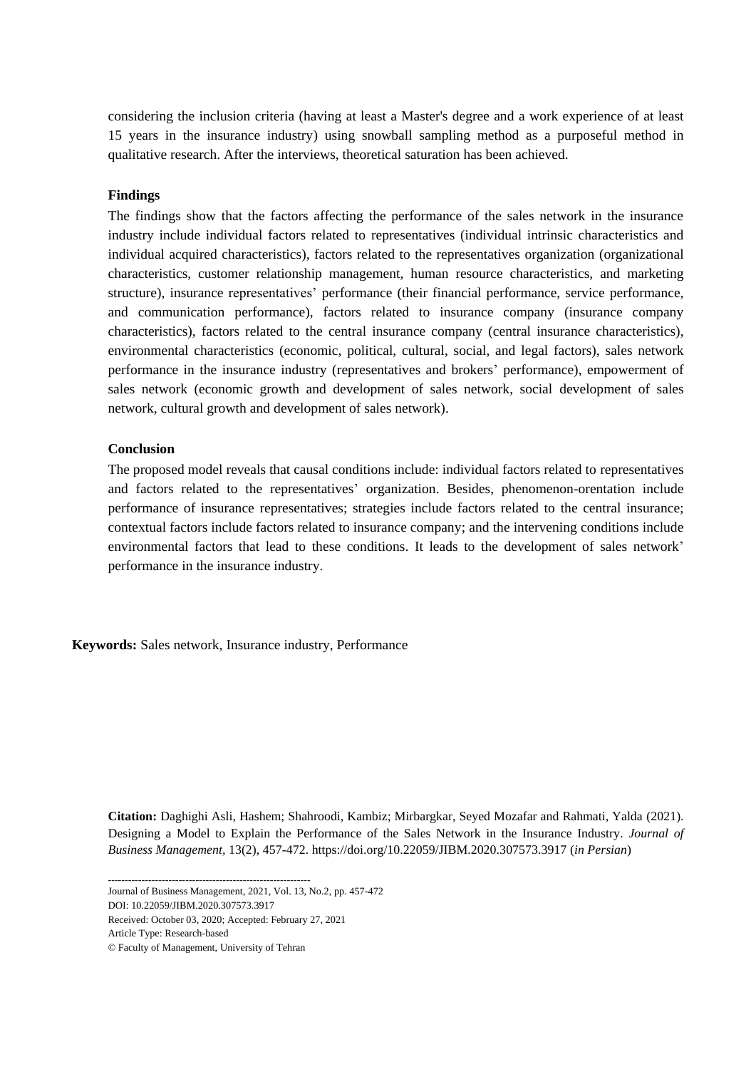considering the inclusion criteria (having at least a Master's degree and a work experience of at least 15 years in the insurance industry) using snowball sampling method as a purposeful method in qualitative research. After the interviews, theoretical saturation has been achieved.

**Findings**

The findings show that the factors affecting the performance of the sales network in the insurance industry include individual factors related to representatives (individual intrinsic characteristics and individual acquired characteristics), factors related to the representatives organization (organizational characteristics, customer relationship management, human resource characteristics, and marketing structure), insurance representatives' performance (their financial performance, service performance, and communication performance), factors related to insurance company (insurance company characteristics), factors related to the central insurance company (central insurance characteristics), environmental characteristics (economic, political, cultural, social, and legal factors), sales network performance in the insurance industry (representatives and brokers' performance), empowerment of sales network (economic growth and development of sales network, social development of sales network, cultural growth and development of sales network).

**Conclusion**

The proposed model reveals that causal conditions include: individual factors related to representatives and factors related to the representatives' organization. Besides, phenomenon-orentation include performance of insurance representatives; strategies include factors related to the central insurance; contextual factors include factors related to insurance company; and the intervening conditions include environmental factors that lead to these conditions. It leads to the development of sales network' performance in the insurance industry.

**Keywords:** Sales network, Insurance industry, Performance

**Citation:** Daghighi Asli, Hashem; Shahroodi, Kambiz; Mirbargkar, Seyed Mozafar and Rahmati, Yalda (2021). Designing a Model to Explain the Performance of the Sales Network in the Insurance Industry. *Journal of Business Management,* 13(2), 457-472. https://doi.org/10.22059/JIBM.2020.307573.3917 (*in Persian*)

------------------------------------------------------------

Journal of Business Management, 2021, Vol. 13, No.2, pp. 457-472

DOI: 10.22059/JIBM.2020.307573.3917

Received: October 03, 2020; Accepted: February 27, 2021

Article Type: Research-based

© Faculty of Management, University of Tehran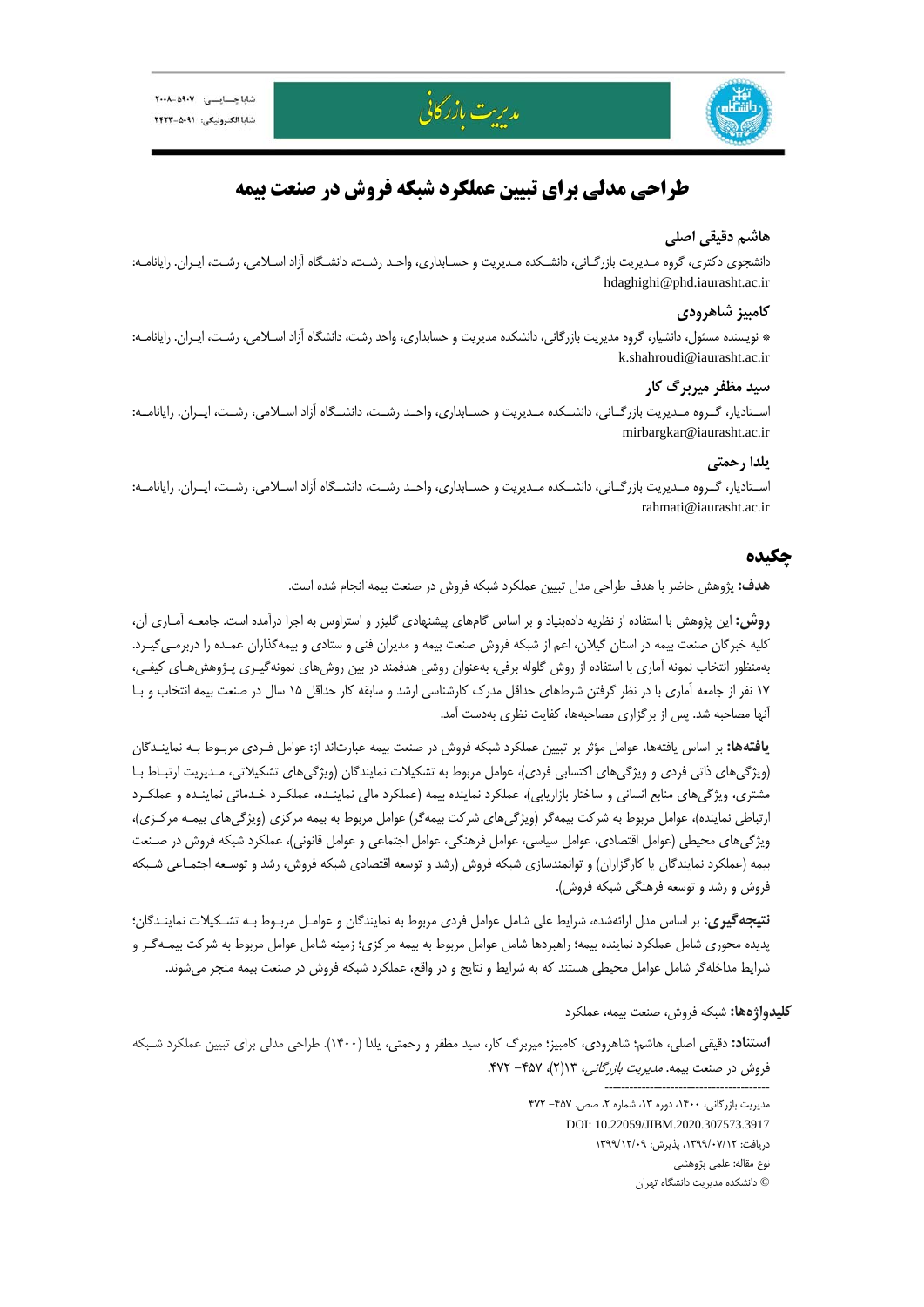# طراحی مدلی برای تبیین عملکرد شبکه فروش در صنعت بیمه

### هاشم دقیقی اصلی

دانشجوی دکتری، گروه مدیریت بازرگانی، دانشکده مدیریت و حسابداری، واحد رشت، دانشگاه آزاد اسلامی، رشت، ایران. رایانامه: hdaghighi@phd.iaurasht.ac.ir

### کامبیز شاهرودی

* نویسنده مسئول، دانشیار، گروه مدیریت بازرگانی، دانشکده مدیریت و حسابداری، واحد رشت، دانشگاه آزاد اسلامی، رشت، ایران. رایانامه: k.shahroudi@iaurasht.ac.ir

### سید مظفر میربرگ کار

استادیار، گروه مدیریت بازرگانی، دانشکده مدیریت و حسابداری، واحد رشت، دانشگاه آزاد اسلامی، رشت، ایران. رایانامه: mirbargkar@iaurasht.ac.ir

### یلدا رحمتی

استادیار، گروه مدیریت بازرگانی، دانشکده مدیریت و حسابداری، واحد رشت، دانشگاه آزاد اسلامی، رشت، ایران. رایانامه: rahmati@iaurasht.ac.ir

## چکیده

**هدف:** پژوهش حاضر با هدف طراحی مدل تبیین عملکرد شبکه فروش در صنعت بیمه انجام شده است.

**روش:** این پژوهش با استفاده از نظریه داده‌بنیاد و بر اساس گام‌های پیشنهادی گلیزر و استراوس به اجرا درآمده است. جامعه آماری آن، کلیه خبرگان صنعت بیمه در استان گیلان، اعم از شبکه فروش صنعت بیمه و مدیران فنی و ستادی و بیمه‌گذاران عمده را دربرمی‌گیرد. به‌منظور انتخاب نمونه آماری با استفاده از روش گلوله برفی، به‌عنوان روشی هدفمند در بین روش‌های نمونه‌گیری پژوهش‌های کیفی، ۱۷ نفر از جامعه آماری با در نظر گرفتن شرط‌های حداقل مدرک کارشناسی ارشد و سابقه کار حداقل ۱۵ سال در صنعت بیمه انتخاب و با آنها مصاحبه شد. پس از برگزاری مصاحبه‌ها، کفایت نظری به‌دست آمد.

**یافته‌ها:** بر اساس یافته‌ها، عوامل مؤثر بر تبیین عملکرد شبکه فروش در صنعت بیمه عبارت‌اند از: عوامل فردی مربوط به نمایندگان (ویژگی‌های ذاتی فردی و ویژگی‌های اکتسابی فردی)، عوامل مربوط به تشکیلات نمایندگان (ویژگی‌های تشکیلاتی، مدیریت ارتباط با مشتری، ویژگی‌های منابع انسانی و ساختار بازاریابی)، عملکرد نماینده بیمه (عملکرد مالی نماینده، عملکرد خدماتی نماینده و عملکرد ارتباطی نماینده)، عوامل مربوط به شرکت بیمه‌گر (ویژگی‌های شرکت بیمه‌گر) عوامل مربوط به بیمه مرکزی (ویژگی‌های بیمه مرکزی)، ویژگی‌های محیطی (عوامل اقتصادی، عوامل سیاسی، عوامل فرهنگی، عوامل اجتماعی و عوامل قانونی)، عملکرد شبکه فروش در صنعت بیمه (عملکرد نمایندگان یا کارگزاران) و توانمندسازی شبکه فروش (رشد و توسعه اقتصادی شبکه فروش، رشد و توسعه اجتماعی شبکه فروش و رشد و توسعه فرهنگی شبکه فروش).

**نتیجه‌گیری:** بر اساس مدل ارائه‌شده، شرایط علی شامل عوامل فردی مربوط به نمایندگان و عوامل مربوط به تشکیلات نمایندگان؛ پدیده محوری شامل عملکرد نماینده بیمه؛ راهبردها شامل عوامل مربوط به بیمه مرکزی؛ زمینه شامل عوامل مربوط به شرکت بیمه‌گر و شرایط مداخله‌گر شامل عوامل محیطی هستند که به شرایط و نتایج و در واقع، عملکرد شبکه فروش در صنعت بیمه منجر می‌شوند.

**کلیدواژه‌ها:** شبکه فروش، صنعت بیمه، عملکرد

**استناد:** دقیقی اصلی، هاشم؛ شاهرودی، کامبیز؛ میربرگ کار، سید مظفر و رحمتی، یلدا (۱۴۰۰). طراحی مدلی برای تبیین عملکرد شبکه فروش در صنعت بیمه. *مدیریت بازرگانی*، ۱۳(۲)، ۴۵۷- ۴۷۲.

---

مدیریت بازرگانی، ۱۴۰۰، دوره ۱۳، شماره ۲، صص. ۴۵۷- ۴۷۲

DOI: 10.22059/JIBM.2020.307573.3917

دریافت: ۱۳۹۹/۰۷/۱۲، پذیرش: ۱۳۹۹/۱۲/۰۹

نوع مقاله: علمی پژوهشی

© دانشکده مدیریت دانشگاه تهران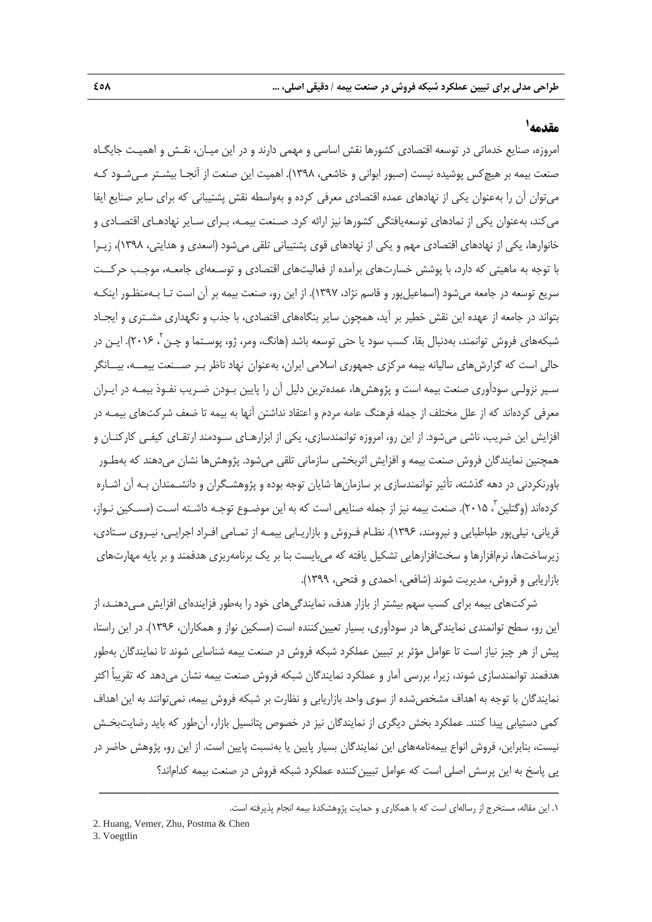## مقدمه[1]

امروزه، صنایع خدماتی در توسعه اقتصادی کشورها نقش اساسی و مهمی دارند و در این میـان، نقـش و اهمیـت جایگـاه صنعت بیمه بر هیچ‌کس پوشیده نیست (صبور ابوانی و خاشعی، ۱۳۹۸). اهمیت این صنعت از آنجـا بیشتـر مـی‌شـود کـه می‌توان آن را به‌عنوان یکی از نهادهای عمده اقتصادی معرفی کرده و به‌واسطه نقش پشتیبانی که برای سایر صنایع ایفا می‌کند، به‌عنوان یکی از نمادهای توسعه‌یافتگی کشورها نیز ارائه کرد. صـنعت بیمـه، بـرای سـایر نهادهـای اقتصـادی و خانوارها، یکی از نهادهای اقتصادی مهم و یکی از نهادهای قوی پشتیبانی تلقی می‌شود (اسعدی و هدایتی، ۱۳۹۸)، زیـرا با توجه به ماهیتی که دارد، با پوشش خسارت‌های برآمده از فعالیت‌های اقتصادی و توسـعه‌ای جامعـه، موجـب حرکـت سریع توسعه در جامعه می‌شود (اسماعیل‌پور و قاسم نژاد، ۱۳۹۷). از این رو، صنعت بیمه بر آن است تـا بـه‌منظـور اینکـه بتواند در جامعه از عهده این نقش خطیر بر آید، همچون سایر بنگاه‌های اقتصادی، با جذب و نگهداری مشـتری و ایجـاد شبکه‌های فروش توانمند، به‌دنبال بقا، کسب سود یا حتی توسعه باشد (هانگ، ومر، ژو، پوسـتما و چـن[2]، ۲۰۱۶). ایـن در حالی است که گزارش‌های سالیانه بیمه مرکزی جمهوری اسلامی ایران، به‌عنوان نهاد ناظر بـر صـنعت بیمـه، بیـانگر سـیر نزولـی سودآوری صنعت بیمه است و پژوهش‌ها، عمده‌ترین دلیل آن را پایین بـودن ضـریب نفـوذ بیمـه در ایـران معرفی کرده‌اند که از علل مختلف از جمله فرهنگ عامه مردم و اعتقاد نداشتن آنها به بیمه تا ضعف شرکت‌های بیمـه در افزایش این ضریب، ناشی می‌شود. از این رو، امروزه توانمندسازی، یکی از ابزارهـای سـودمند ارتقـای کیفـی کارکنـان و همچنین نمایندگان فروش صنعت بیمه و افزایش اثربخشی سازمانی تلقی می‌شود. پژوهش‌ها نشان می‌دهند که به‌طـور باورنکردنی در دهه گذشته، تأثیر توانمندسازی بر سازمان‌ها شایان توجه بوده و پژوهشـگران و دانشـمندان بـه آن اشـاره کرده‌اند (وگتلین[3]، ۲۰۱۵). صنعت بیمه نیز از جمله صنایعی است که به این موضـوع توجـه داشـته اسـت (مسـکین نـواز، قربانی، نیلی‌پور طباطبایی و نیرومند، ۱۳۹۶). نظـام فـروش و بازاریـابی بیمـه از تمـامی افـراد اجرایـی، نیـروی سـتادی، زیرساخت‌ها، نرم‌افزارها و سخت‌افزارهایی تشکیل یافته که می‌بایست بنا بر یک برنامه‌ریزی هدفمند و بر پایه مهارت‌های بازاریابی و فروش، مدیریت شوند (شافعی، احمدی و فتحی، ۱۳۹۹).

شرکت‌های بیمه برای کسب سهم بیشتر از بازار هدف، نمایندگی‌های خود را به‌طور فزاینده‌ای افزایش مـی‌دهنـد، از این رو، سطح توانمندی نمایندگی‌ها در سودآوری، بسیار تعیین‌کننده است (مسکین نواز و همکاران، ۱۳۹۶). در این راستا، پیش از هر چیز نیاز است تا عوامل مؤثر بر تبیین عملکرد شبکه فروش در صنعت بیمه شناسایی شوند تا نمایندگان به‌طور هدفمند توانمندسازی شوند، زیرا، بررسی آمار و عملکرد نمایندگان شبکه فروش صنعت بیمه نشان می‌دهد که تقریباً اکثر نمایندگان با توجه به اهداف مشخص‌شده از سوی واحد بازاریابی و نظارت بر شبکه فروش بیمه، نمی‌توانند به این اهداف کمی دستیابی پیدا کنند. عملکرد بخش دیگری از نمایندگان نیز در خصوص پتانسیل بازار، آن‌طور که باید رضایت‌بخـش نیست، بنابراین، فروش انواع بیمه‌نامه‌های این نمایندگان بسیار پایین یا به‌نسبت پایین است. از این رو، پژوهش حاضر در پی پاسخ به این پرسش اصلی است که عوامل تبیین‌کننده عملکرد شبکه فروش در صنعت بیمه کدام‌اند؟

---

۱. این مقاله، مستخرج از رساله‌ای است که با همکاری و حمایت پژوهشکدۀ بیمه انجام پذیرفته است.

2. Huang, Vemer, Zhu, Postma & Chen

3. Voegtlin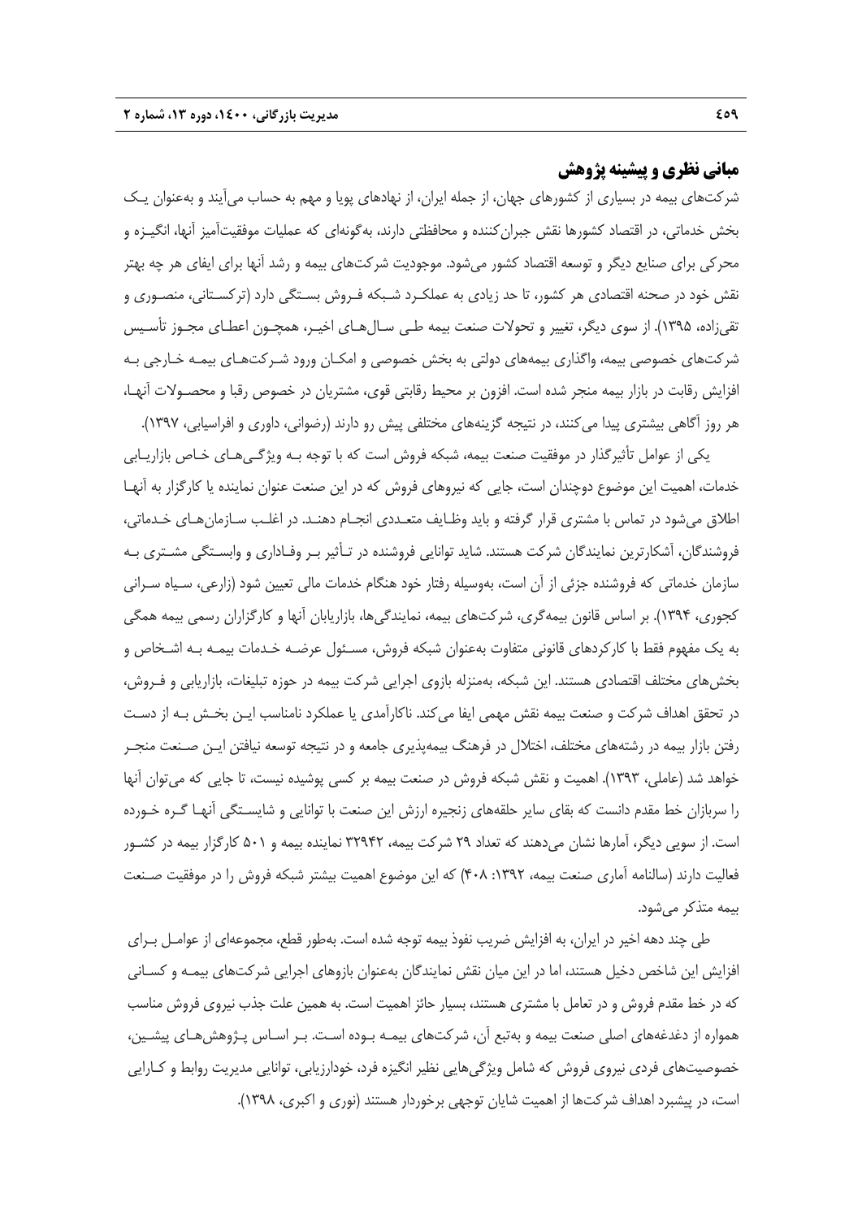## مبانی نظری و پیشینه پژوهش

شرکت‌های بیمه در بسیاری از کشورهای جهان، از جمله ایران، از نهادهای پویا و مهم به حساب می‌آیند و به‌عنوان یک بخش خدماتی، در اقتصاد کشورها نقش جبران‌کننده و محافظتی دارند، به‌گونه‌ای که عملیات موفقیت‌آمیز آنها، انگیزه و محرکی برای صنایع دیگر و توسعه اقتصاد کشور می‌شود. موجودیت شرکت‌های بیمه و رشد آنها برای ایفای هر چه بهتر نقش خود در صحنه اقتصادی هر کشور، تا حد زیادی به عملکرد شبکه فروش بستگی دارد (ترکستانی، منصوری و تقی‌زاده، ۱۳۹۵). از سوی دیگر، تغییر و تحولات صنعت بیمه طی سال‌های اخیر، همچون اعطای مجوز تأسیس شرکت‌های خصوصی بیمه، واگذاری بیمه‌های دولتی به بخش خصوصی و امکان ورود شرکت‌های بیمه خارجی به افزایش رقابت در بازار بیمه منجر شده است. افزون بر محیط رقابتی قوی، مشتریان در خصوص رقبا و محصولات آنها، هر روز آگاهی بیشتری پیدا می‌کنند، در نتیجه گزینه‌های مختلفی پیش رو دارند (رضوانی، داوری و افراسیابی، ۱۳۹۷).

یکی از عوامل تأثیرگذار در موفقیت صنعت بیمه، شبکه فروش است که با توجه به ویژگی‌های خاص بازاریابی خدمات، اهمیت این موضوع دوچندان است، جایی که نیروهای فروش که در این صنعت عنوان نماینده یا کارگزار به آنها اطلاق می‌شود در تماس با مشتری قرار گرفته و باید وظایف متعددی انجام دهند. در اغلب سازمان‌های خدماتی، فروشندگان، آشکارترین نمایندگان شرکت هستند. شاید توانایی فروشنده در تأثیر بر وفاداری و وابستگی مشتری به سازمان خدماتی که فروشنده جزئی از آن است، به‌وسیله رفتار خود هنگام خدمات مالی تعیین شود (زارعی، سیاه سرانی کجوری، ۱۳۹۴). بر اساس قانون بیمه‌گری، شرکت‌های بیمه، نمایندگی‌ها، بازاریابان آنها و کارگزاران رسمی بیمه همگی به یک مفهوم فقط با کارکردهای قانونی متفاوت به‌عنوان شبکه فروش، مسئول عرضه خدمات بیمه به اشخاص و بخش‌های مختلف اقتصادی هستند. این شبکه، به‌منزله بازوی اجرایی شرکت بیمه در حوزه تبلیغات، بازاریابی و فروش، در تحقق اهداف شرکت و صنعت بیمه نقش مهمی ایفا می‌کند. ناکارآمدی یا عملکرد نامناسب این بخش به از دست رفتن بازار بیمه در رشته‌های مختلف، اختلال در فرهنگ بیمه‌پذیری جامعه و در نتیجه توسعه نیافتن این صنعت منجر خواهد شد (عاملی، ۱۳۹۳). اهمیت و نقش شبکه فروش در صنعت بیمه بر کسی پوشیده نیست، تا جایی که می‌توان آنها را سربازان خط مقدم دانست که بقای سایر حلقه‌های زنجیره ارزش این صنعت با توانایی و شایستگی آنها گره خورده است. از سویی دیگر، آمارها نشان می‌دهند که تعداد ۲۹ شرکت بیمه، ۳۲۹۴۲ نماینده بیمه و ۵۰۱ کارگزار بیمه در کشور فعالیت دارند (سالنامه آماری صنعت بیمه، ۱۳۹۲: ۴۰۸) که این موضوع اهمیت بیشتر شبکه فروش را در موفقیت صنعت بیمه متذکر می‌شود.

طی چند دهه اخیر در ایران، به افزایش ضریب نفوذ بیمه توجه شده است. به‌طور قطع، مجموعه‌ای از عوامل برای افزایش این شاخص دخیل هستند، اما در این میان نقش نمایندگان به‌عنوان بازوهای اجرایی شرکت‌های بیمه و کسانی که در خط مقدم فروش و در تعامل با مشتری هستند، بسیار حائز اهمیت است. به همین علت جذب نیروی فروش مناسب همواره از دغدغه‌های اصلی صنعت بیمه و به‌تبع آن، شرکت‌های بیمه بوده است. بر اساس پژوهش‌های پیشین، خصوصیت‌های فردی نیروی فروش که شامل ویژگی‌هایی نظیر انگیزه فرد، خودارزیابی، توانایی مدیریت روابط و کارایی است، در پیشبرد اهداف شرکت‌ها از اهمیت شایان توجهی برخوردار هستند (نوری و اکبری، ۱۳۹۸).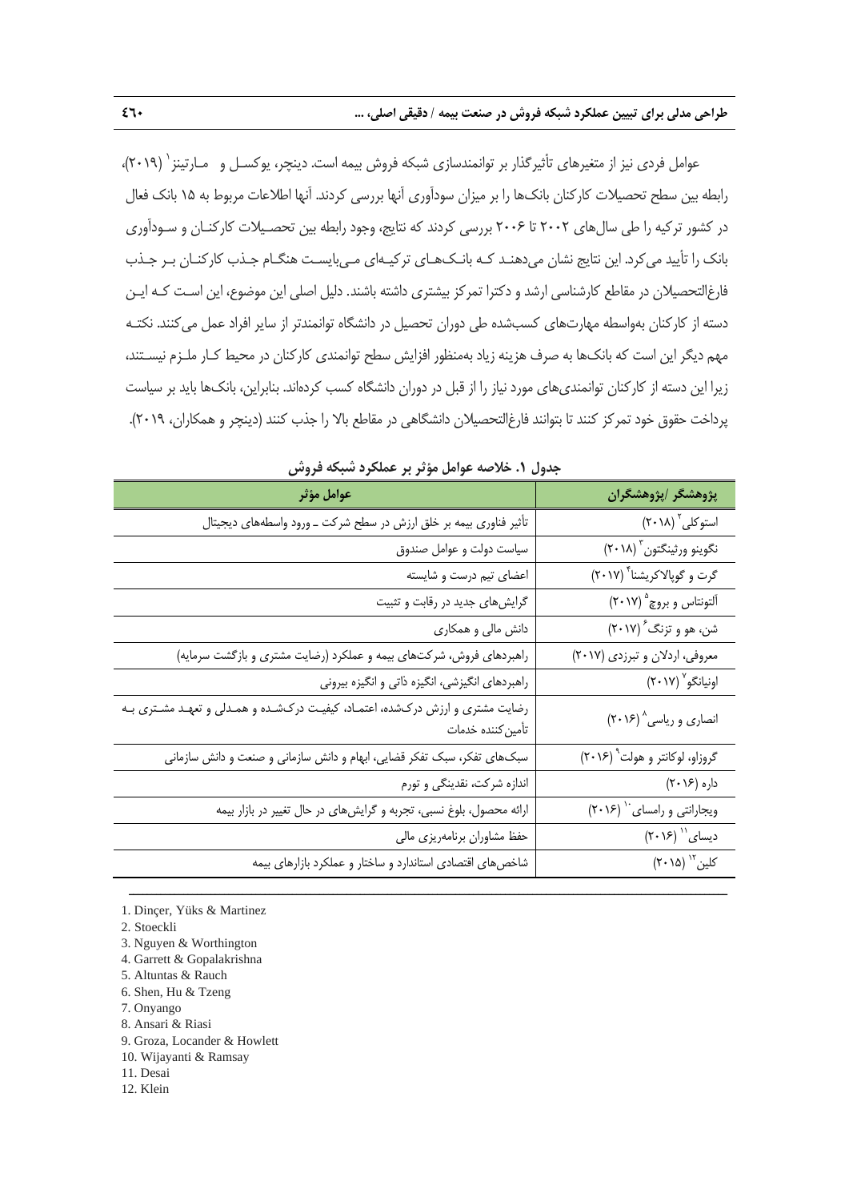عوامل فردی نیز از متغیرهای تأثیرگذار بر توانمندسازی شبکه فروش بیمه است. دینچر، یوکسل و مارتینز[1] (۲۰۱۹)، رابطه بین سطح تحصیلات کارکنان بانک‌ها را بر میزان سودآوری آنها بررسی کردند. آنها اطلاعات مربوط به ۱۵ بانک فعال در کشور ترکیه را طی سال‌های ۲۰۰۲ تا ۲۰۰۶ بررسی کردند که نتایج، وجود رابطه بین تحصیلات کارکنان و سودآوری بانک را تأیید می‌کرد. این نتایج نشان می‌دهند که بانک‌های ترکیه‌ای می‌بایست هنگام جذب کارکنان بر جذب فارغ‌التحصیلان در مقاطع کارشناسی ارشد و دکترا تمرکز بیشتری داشته باشند. دلیل اصلی این موضوع، این است که این دسته از کارکنان به‌واسطه مهارت‌های کسب‌شده طی دوران تحصیل در دانشگاه توانمندتر از سایر افراد عمل می‌کنند. نکته مهم دیگر این است که بانک‌ها به صرف هزینه زیاد به‌منظور افزایش سطح توانمندی کارکنان در محیط کار ملزم نیستند، زیرا این دسته از کارکنان توانمندی‌های مورد نیاز را از قبل در دوران دانشگاه کسب کرده‌اند. بنابراین، بانک‌ها باید بر سیاست پرداخت حقوق خود تمرکز کنند تا بتوانند فارغ‌التحصیلان دانشگاهی در مقاطع بالا را جذب کنند (دینچر و همکاران، ۲۰۱۹).

**جدول ۱. خلاصه عوامل مؤثر بر عملکرد شبکه فروش**

| پژوهشگر /پژوهشگران | عوامل مؤثر |
|---|---|
| استوکلی[2] (۲۰۱۸) | تأثیر فناوری بیمه بر خلق ارزش در سطح شرکت ـ ورود واسطه‌های دیجیتال |
| نگوینو ورثینگتون[3] (۲۰۱۸) | سیاست دولت و عوامل صندوق |
| گرت و گوپالاکریشنا[4] (۲۰۱۷) | اعضای تیم درست و شایسته |
| آلتونتاس و بروچ[5] (۲۰۱۷) | گرایش‌های جدید در رقابت و تثبیت |
| شن، هو و تزنگ[6] (۲۰۱۷) | دانش مالی و همکاری |
| معروفی، اردلان و تبرزدی (۲۰۱۷) | راهبردهای فروش، شرکت‌های بیمه و عملکرد (رضایت مشتری و بازگشت سرمایه) |
| اونیانگو[7] (۲۰۱۷) | راهبردهای انگیزشی، انگیزه ذاتی و انگیزه بیرونی |
| انصاری و ریاسی[8] (۲۰۱۶) | رضایت مشتری و ارزش درک‌شده، اعتماد، کیفیت درک‌شده و همدلی و تعهد مشتری به تأمین‌کننده خدمات |
| گروزاو، لوکانتر و هولت[9] (۲۰۱۶) | سبک‌های تفکر، سبک تفکر قضایی، ابهام و دانش سازمانی و صنعت و دانش سازمانی |
| داره (۲۰۱۶) | اندازه شرکت، نقدینگی و تورم |
| ویجارانتی و رامسای[10] (۲۰۱۶) | ارائه محصول، بلوغ نسبی، تجربه و گرایش‌های در حال تغییر در بازار بیمه |
| دیسای[11] (۲۰۱۶) | حفظ مشاوران برنامه‌ریزی مالی |
| کلین[12] (۲۰۱۵) | شاخص‌های اقتصادی استاندارد و ساختار و عملکرد بازارهای بیمه |

---

1. Dinçer, Yüks & Martinez
2. Stoeckli
3. Nguyen & Worthington
4. Garrett & Gopalakrishna
5. Altuntas & Rauch
6. Shen, Hu & Tzeng
7. Onyango
8. Ansari & Riasi
9. Groza, Locander & Howlett
10. Wijayanti & Ramsay
11. Desai
12. Klein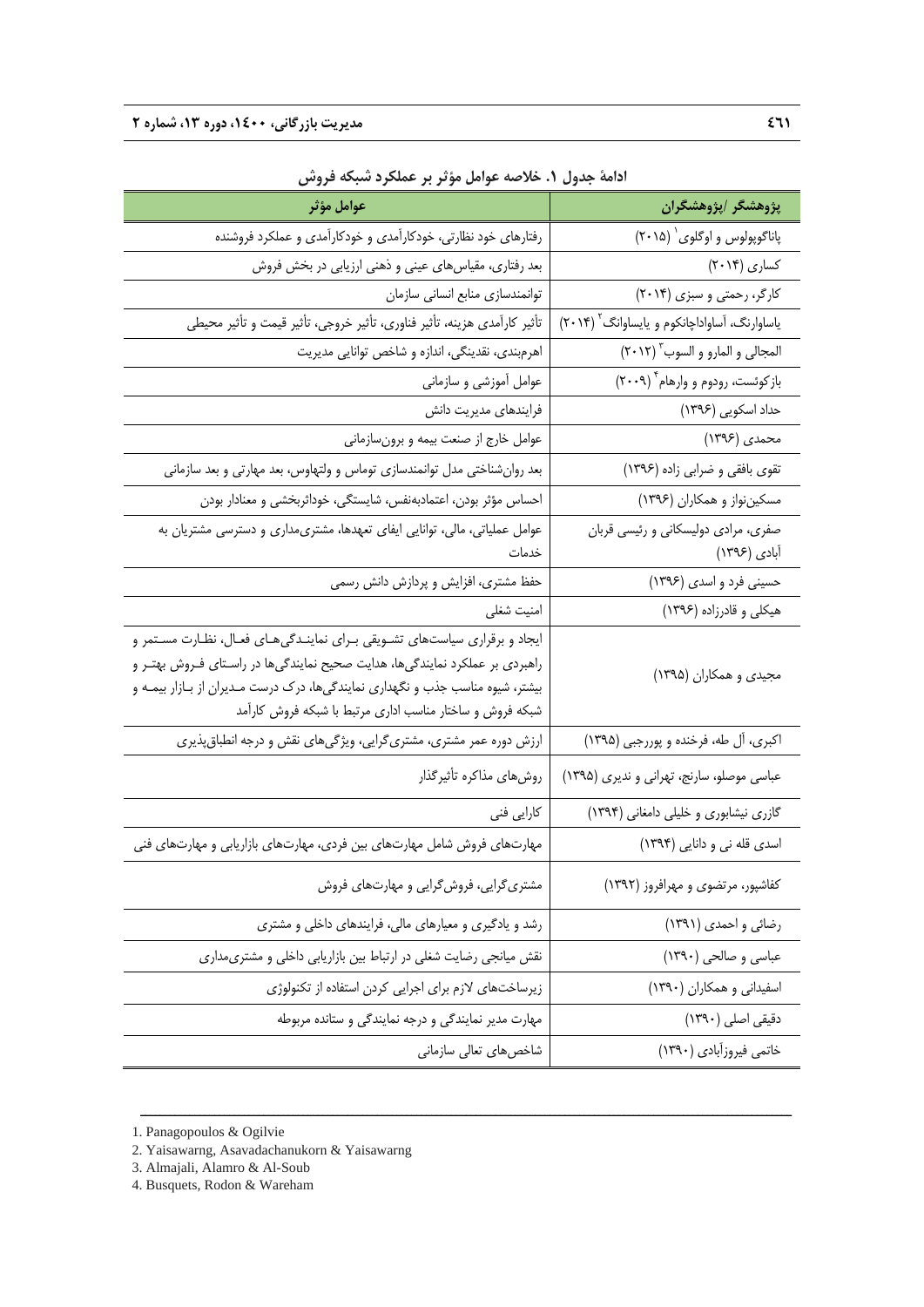**ادامهٔ جدول ۱. خلاصه عوامل مؤثر بر عملکرد شبکه فروش**

| پژوهشگر /پژوهشگران | عوامل مؤثر |
| --- | --- |
| پاناگوپولوس و اوگلوی[1] (۲۰۱۵) | رفتارهای خود نظارتی، خودکارآمدی و خودکارآمدی و عملکرد فروشنده |
| کساری (۲۰۱۴) | بعد رفتاری، مقیاس‌های عینی و ذهنی ارزیابی در بخش فروش |
| کارگر، رحمتی و سبزی (۲۰۱۴) | توانمندسازی منابع انسانی سازمان |
| یاساوارنگ، آساواداچانکوم و یایساوانگ[2] (۲۰۱۴) | تأثیر کارآمدی هزینه، تأثیر فناوری، تأثیر خروجی، تأثیر قیمت و تأثیر محیطی |
| المجالی و المارو و السوب[3] (۲۰۱۲) | اهرم‌بندی، نقدینگی، اندازه و شاخص توانایی مدیریت |
| بازکوئست، رودوم و وارهام[4] (۲۰۰۹) | عوامل آموزشی و سازمانی |
| حداد اسکویی (۱۳۹۶) | فرایندهای مدیریت دانش |
| محمدی (۱۳۹۶) | عوامل خارج از صنعت بیمه و برون‌سازمانی |
| تقوی باقفی و ضرابی زاده (۱۳۹۶) | بعد روان‌شناختی مدل توانمندسازی توماس و ولتهاوس، بعد مهارتی و بعد سازمانی |
| مسکین‌نواز و همکاران (۱۳۹۶) | احساس مؤثر بودن، اعتمادبه‌نفس، شایستگی، خوداثربخشی و معنادار بودن |
| صفری، مرادی دولیسکانی و رئیسی قربان آبادی (۱۳۹۶) | عوامل عملیاتی، مالی، توانایی ایفای تعهدها، مشتری‌مداری و دسترسی مشتریان به خدمات |
| حسینی فرد و اسدی (۱۳۹۶) | حفظ مشتری، افزایش و پردازش دانش رسمی |
| هیکلی و قادرزاده (۱۳۹۶) | امنیت شغلی |
| مجیدی و همکاران (۱۳۹۵) | ایجاد و برقراری سیاست‌های تشویقی برای نمایندگی‌های فعال، نظارت مستمر و راهبردی بر عملکرد نمایندگی‌ها، هدایت صحیح نمایندگی‌ها در راستای فروش بهتر و بیشتر، شیوه مناسب جذب و نگهداری نمایندگی‌ها، درک درست مدیران از بازار بیمه و شبکه فروش و ساختار مناسب اداری مرتبط با شبکه فروش کارآمد |
| اکبری، آل طه، فرخنده و پوررجبی (۱۳۹۵) | ارزش دوره عمر مشتری، مشتری‌گرایی، ویژگی‌های نقش و درجه انطباق‌پذیری |
| عباسی موصلو، سارنج، تهرانی و ندیری (۱۳۹۵) | روش‌های مذاکره تأثیرگذار |
| گازری نیشابوری و خلیلی دامغانی (۱۳۹۴) | کارایی فنی |
| اسدی قله نی و دانایی (۱۳۹۴) | مهارت‌های فروش شامل مهارت‌های بین فردی، مهارت‌های بازاریابی و مهارت‌های فنی |
| کفاشپور، مرتضوی و مهرافروز (۱۳۹۲) | مشتری‌گرایی، فروش‌گرایی و مهارت‌های فروش |
| رضائی و احمدی (۱۳۹۱) | رشد و یادگیری و معیارهای مالی، فرایندهای داخلی و مشتری |
| عباسی و صالحی (۱۳۹۰) | نقش میانجی رضایت شغلی در ارتباط بین بازاریابی داخلی و مشتری‌مداری |
| اسفیدانی و همکاران (۱۳۹۰) | زیرساخت‌های لازم برای اجرایی کردن استفاده از تکنولوژی |
| دقیقی اصلی (۱۳۹۰) | مهارت مدیر نمایندگی و درجه نمایندگی و ستانده مربوطه |
| خاتمی فیروزآبادی (۱۳۹۰) | شاخص‌های تعالی سازمانی |

1. Panagopoulos & Ogilvie
2. Yaisawarng, Asavadachanukorn & Yaisawarng
3. Almajali, Alamro & Al-Soub
4. Busquets, Rodon & Wareham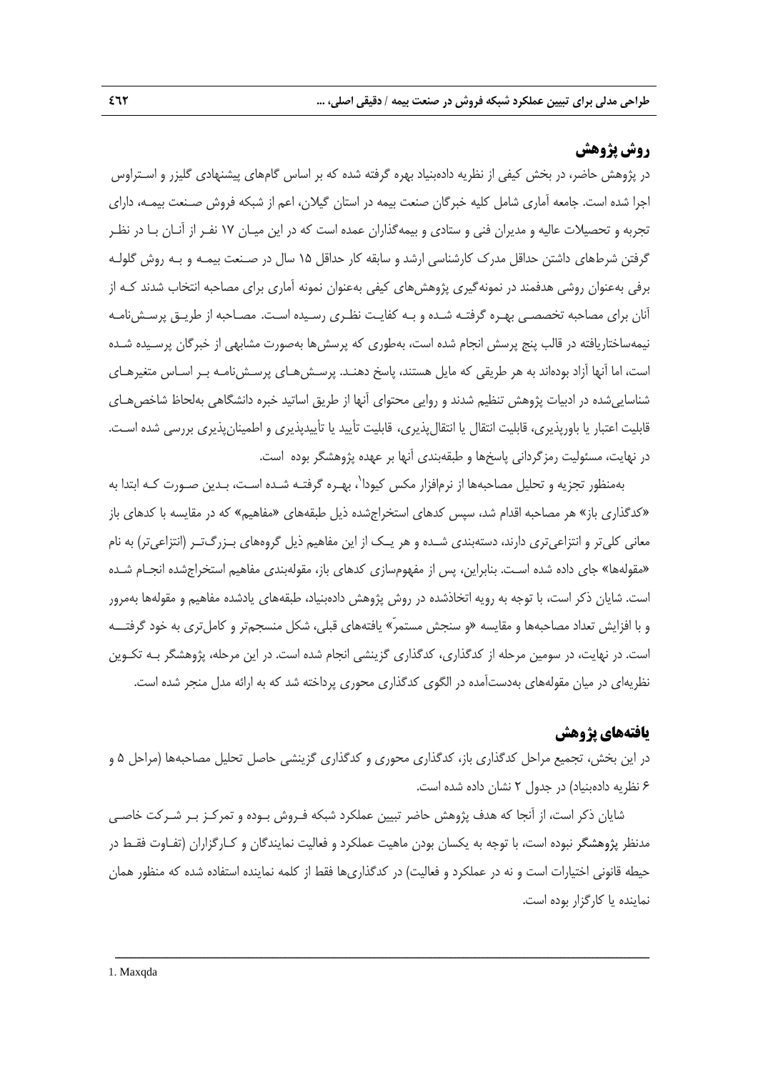## روش پژوهش

در پژوهش حاضر، در بخش کیفی از نظریه داده‌بنیاد بهره گرفته شده که بر اساس گام‌های پیشنهادی گلیزر و استراوس اجرا شده است. جامعه آماری شامل کلیه خبرگان صنعت بیمه در استان گیلان، اعم از شبکه فروش صنعت بیمه، دارای تجربه و تحصیلات عالیه و مدیران فنی و ستادی و بیمه‌گذاران عمده است که در این میان ۱۷ نفر از آنان با در نظر گرفتن شرط‌های داشتن حداقل مدرک کارشناسی ارشد و سابقه کار حداقل ۱۵ سال در صنعت بیمه و به روش گلوله برفی به‌عنوان روشی هدفمند در نمونه‌گیری پژوهش‌های کیفی به‌عنوان نمونه آماری برای مصاحبه انتخاب شدند که از آنان برای مصاحبه تخصصی بهره گرفته شده و به کفایت نظری رسیده است. مصاحبه از طریق پرسش‌نامه نیمه‌ساختاریافته در قالب پنج پرسش انجام شده است، به‌طوری که پرسش‌ها به‌صورت مشابهی از خبرگان پرسیده شده است، اما آنها آزاد بوده‌اند به هر طریقی که مایل هستند، پاسخ دهند. پرسش‌های پرسش‌نامه بر اساس متغیرهای شناسایی‌شده در ادبیات پژوهش تنظیم شدند و روایی محتوای آنها از طریق اساتید خبره دانشگاهی به‌لحاظ شاخص‌های قابلیت اعتبار یا باورپذیری، قابلیت انتقال یا انتقال‌پذیری، قابلیت تأیید یا تأییدپذیری و اطمینان‌پذیری بررسی شده است. در نهایت، مسئولیت رمزگردانی پاسخ‌ها و طبقه‌بندی آنها بر عهده پژوهشگر بوده است.

به‌منظور تجزیه و تحلیل مصاحبه‌ها از نرم‌افزار مکس کیودا[1]، بهره گرفته شده است، بدین صورت که ابتدا به «کدگذاری باز» هر مصاحبه اقدام شد، سپس کدهای استخراج‌شده ذیل طبقه‌های «مفاهیم» که در مقایسه با کدهای باز معانی کلی‌تر و انتزاعی‌تری دارند، دسته‌بندی شده و هر یک از این مفاهیم ذیل گروه‌های بزرگ‌تر (انتزاعی‌تر) به نام «مقوله‌ها» جای داده شده است. بنابراین، پس از مفهوم‌سازی کدهای باز، مقوله‌بندی مفاهیم استخراج‌شده انجام شده است. شایان ذکر است، با توجه به رویه اتخاذشده در روش پژوهش داده‌بنیاد، طبقه‌های یادشده مفاهیم و مقوله‌ها به‌مرور و با افزایش تعداد مصاحبه‌ها و مقایسه «و سنجش مستمر» یافته‌های قبلی، شکل منسجم‌تر و کامل‌تری به خود گرفته است. در نهایت، در سومین مرحله از کدگذاری، کدگذاری گزینشی انجام شده است. در این مرحله، پژوهشگر به تکوین نظریه‌ای در میان مقوله‌های به‌دست‌آمده در الگوی کدگذاری محوری پرداخته شد که به ارائه مدل منجر شده است.

## یافته‌های پژوهش

در این بخش، تجمیع مراحل کدگذاری باز، کدگذاری محوری و کدگذاری گزینشی حاصل تحلیل مصاحبه‌ها (مراحل ۵ و ۶ نظریه داده‌بنیاد) در جدول ۲ نشان داده شده است.

شایان ذکر است، از آنجا که هدف پژوهش حاضر تبیین عملکرد شبکه فروش بوده و تمرکز بر شرکت خاصی مدنظر پژوهشگر نبوده است، با توجه به یکسان بودن ماهیت عملکرد و فعالیت نمایندگان و کارگزاران (تفاوت فقط در حیطه قانونی اختیارات است و نه در عملکرد و فعالیت) در کدگذاری‌ها فقط از کلمه نماینده استفاده شده که منظور همان نماینده یا کارگزار بوده است.

---

1. Maxqda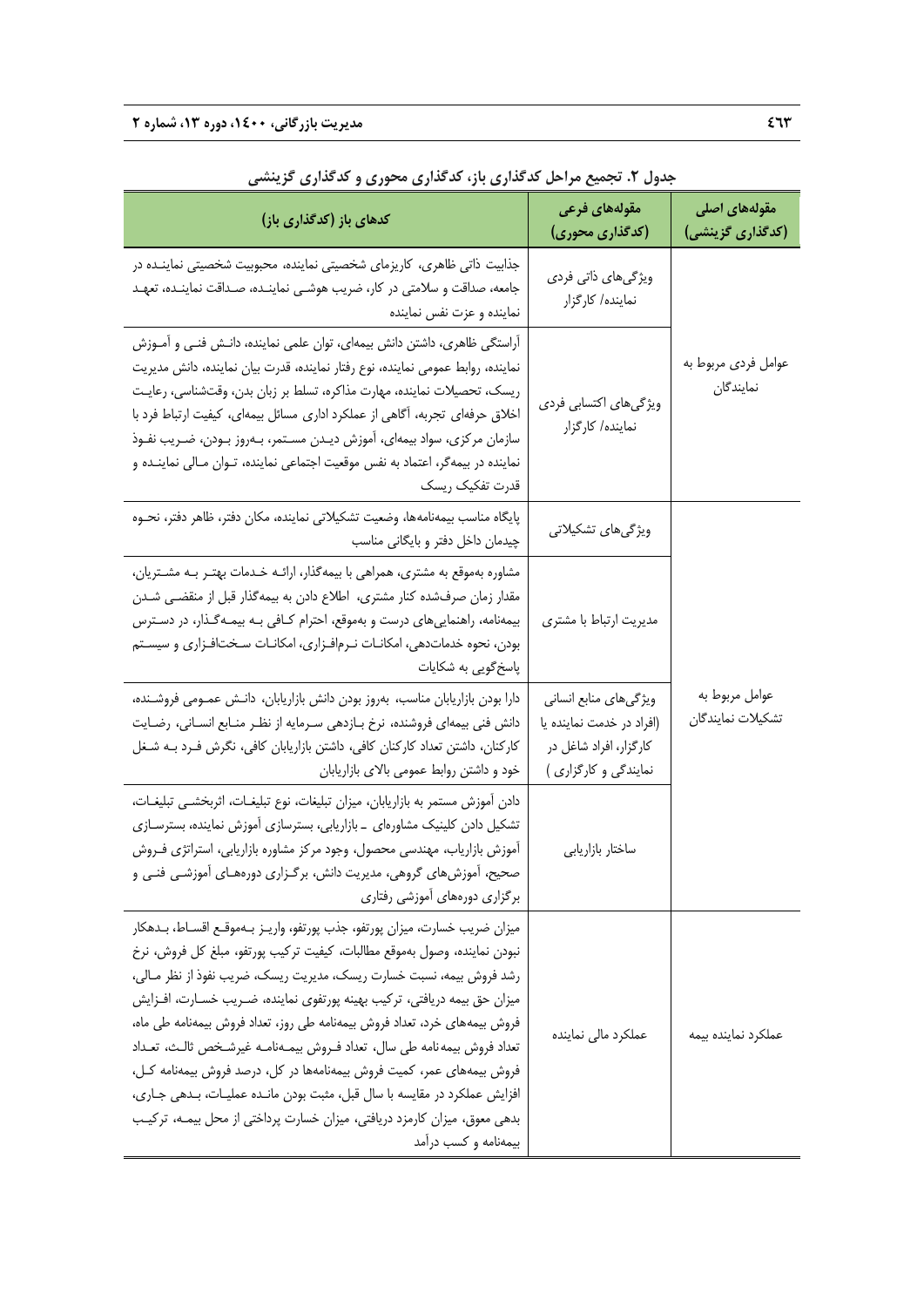**جدول ۲. تجمیع مراحل کدگذاری باز، کدگذاری محوری و کدگذاری گزینشی**

| مقوله‌های اصلی (کدگذاری گزینشی) | مقوله‌های فرعی (کدگذاری محوری) | کدهای باز (کدگذاری باز) |
|---|---|---|
| عوامل فردی مربوط به نمایندگان | ویژگی‌های ذاتی فردی نماینده/ کارگزار | جذابیت ذاتی ظاهری، کاریزمای شخصیتی نماینده، محبوبیت شخصیتی نماینده در جامعه، صداقت و سلامتی در کار، ضریب هوشی نماینده، صداقت نماینده، تعهد نماینده و عزت نفس نماینده |
| | ویژگی‌های اکتسابی فردی نماینده/ کارگزار | آراستگی ظاهری، داشتن دانش بیمه‌ای، توان علمی نماینده، دانش فنی و آموزش نماینده، روابط عمومی نماینده، نوع رفتار نماینده، قدرت بیان نماینده، دانش مدیریت ریسک، تحصیلات نماینده، مهارت مذاکره، تسلط بر زبان بدن، وقت‌شناسی، رعایت اخلاق حرفه‌ای تجربه، آگاهی از عملکرد اداری مسائل بیمه‌ای، کیفیت ارتباط فرد با سازمان مرکزی، سواد بیمه‌ای، آموزش دیدن مستمر، به‌روز بودن، ضریب نفوذ نماینده در بیمه‌گر، اعتماد به نفس موقعیت اجتماعی نماینده، توان مالی نماینده و قدرت تفکیک ریسک |
| عوامل مربوط به تشکیلات نمایندگان | ویژگی‌های تشکیلاتی | پایگاه مناسب بیمه‌نامه‌ها، وضعیت تشکیلاتی نماینده، مکان دفتر، ظاهر دفتر، نحوه چیدمان داخل دفتر و بایگانی مناسب |
| | مدیریت ارتباط با مشتری | مشاوره به‌موقع به مشتری، همراهی با بیمه‌گذار، ارائه خدمات بهتر به مشتریان، مقدار زمان صرف‌شده کنار مشتری، اطلاع دادن به بیمه‌گذار قبل از منقضی شدن بیمه‌نامه، راهنمایی‌های درست و به‌موقع، احترام کافی به بیمه‌گذار، در دسترس بودن، نحوه خدمات‌دهی، امکانات نرم‌افزاری، امکانات سخت‌افزاری و سیستم پاسخ‌گویی به شکایات |
| | ویژگی‌های منابع انسانی (افراد در خدمت نماینده یا کارگزار، افراد شاغل در نمایندگی و کارگزاری ) | دارا بودن بازاریابان مناسب، به‌روز بودن دانش بازاریابان، دانش عمومی فروشنده، دانش فنی بیمه‌ای فروشنده، نرخ بازدهی سرمایه از نظر منابع انسانی، رضایت کارکنان، داشتن تعداد کارکنان کافی، داشتن بازاریابان کافی، نگرش فرد به شغل خود و داشتن روابط عمومی بالای بازاریابان |
| | ساختار بازاریابی | دادن آموزش مستمر به بازاریابان، میزان تبلیغات، نوع تبلیغات، اثربخشی تبلیغات، تشکیل دادن کلینیک مشاوره‌ای ـ بازاریابی، بسترسازی آموزش نماینده، بسترسازی آموزش بازاریاب، مهندسی محصول، وجود مرکز مشاوره بازاریابی، استراتژی فروش صحیح، آموزش‌های گروهی، مدیریت دانش، برگزاری دوره‌های آموزشی فنی و برگزاری دوره‌های آموزشی رفتاری |
| عملکرد نماینده بیمه | عملکرد مالی نماینده | میزان ضریب خسارت، میزان پورتفو، جذب پورتفو، واریز به‌موقع اقساط، بدهکار نبودن نماینده، وصول به‌موقع مطالبات، کیفیت ترکیب پورتفو، مبلغ کل فروش، نرخ رشد فروش بیمه، نسبت خسارت ریسک، مدیریت ریسک، ضریب نفوذ از نظر مالی، میزان حق بیمه دریافتی، ترکیب بهینه پورتفوی نماینده، ضریب خسارت، افزایش فروش بیمه‌های خرد، تعداد فروش بیمه‌نامه طی روز، تعداد فروش بیمه‌نامه طی ماه، تعداد فروش بیمه نامه طی سال، تعداد فروش بیمه‌نامه غیرشخص ثالث، تعداد فروش بیمه‌های عمر، کمیت فروش بیمه‌نامه‌ها در کل، درصد فروش بیمه‌نامه کل، افزایش عملکرد در مقایسه با سال قبل، مثبت بودن مانده عملیات، بدهی جاری، بدهی معوق، میزان کارمزد دریافتی، میزان خسارت پرداختی از محل بیمه، ترکیب بیمه‌نامه و کسب درآمد |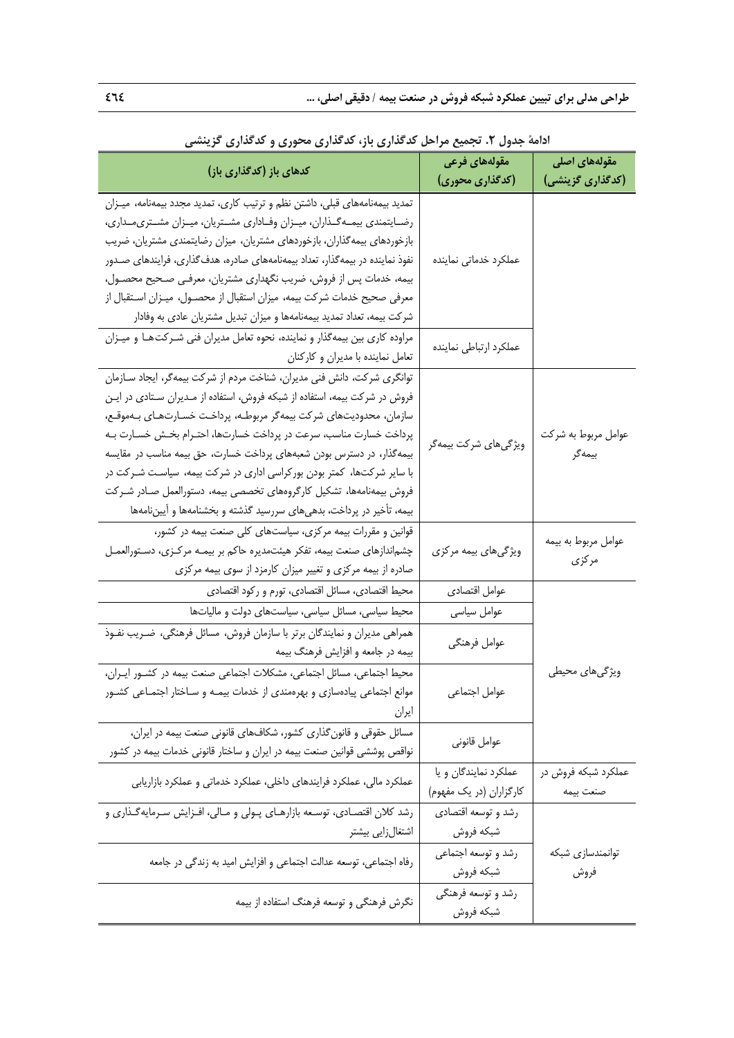**ادامهٔ جدول ۲. تجمیع مراحل کدگذاری باز، کدگذاری محوری و کدگذاری گزینشی**

| مقوله‌های اصلی (کدگذاری گزینشی) | مقوله‌های فرعی (کدگذاری محوری) | کدهای باز (کدگذاری باز) |
|---|---|---|
| | عملکرد خدماتی نماینده | تمدید بیمه‌نامه‌های قبلی، داشتن نظم و ترتیب کاری، تمدید مجدد بیمه‌نامه، میزان رضایتمندی بیمه‌گذاران، میزان وفاداری مشتریان، میزان مشتری‌مداری، بازخوردهای بیمه‌گذاران، بازخوردهای مشتریان، میزان رضایتمندی مشتریان، ضریب نفوذ نماینده در بیمه‌گذار، تعداد بیمه‌نامه‌های صادره، هدف‌گذاری، فرایندهای صدور بیمه، خدمات پس از فروش، ضریب نگهداری مشتریان، معرفی صحیح محصول، معرفی صحیح خدمات شرکت بیمه، میزان استقبال از محصول، میزان استقبال از شرکت بیمه، تعداد تمدید بیمه‌نامه‌ها و میزان تبدیل مشتریان عادی به وفادار |
| | عملکرد ارتباطی نماینده | مراوده کاری بین بیمه‌گذار و نماینده، نحوه تعامل مدیران فنی شرکت‌ها و میزان تعامل نماینده با مدیران و کارکنان |
| عوامل مربوط به شرکت بیمه‌گر | ویژگی‌های شرکت بیمه‌گر | توانگری شرکت، دانش فنی مدیران، شناخت مردم از شرکت بیمه‌گر، ایجاد سازمان فروش در شرکت بیمه، استفاده از شبکه فروش، استفاده از مدیران ستادی در این سازمان، محدودیت‌های شرکت بیمه‌گر مربوطه، پرداخت خسارت‌های به‌موقع، پرداخت خسارت مناسب، سرعت در پرداخت خسارت‌ها، احترام بخش خسارت به بیمه‌گذار، در دسترس بودن شعبه‌های پرداخت خسارت، حق بیمه مناسب در مقایسه با سایر شرکت‌ها، کمتر بودن بورکراسی اداری در شرکت بیمه، سیاست شرکت در فروش بیمه‌نامه‌ها، تشکیل کارگروه‌های تخصصی بیمه، دستورالعمل صادر شرکت بیمه، تأخیر در پرداخت، بدهی‌های سررسید گذشته و بخشنامه‌ها و آیین‌نامه‌ها |
| عوامل مربوط به بیمه مرکزی | ویژگی‌های بیمه مرکزی | قوانین و مقررات بیمه مرکزی، سیاست‌های کلی صنعت بیمه در کشور، چشم‌اندازهای صنعت بیمه، تفکر هیئت‌مدیره حاکم بر بیمه مرکزی، دستورالعمل صادره از بیمه مرکزی و تغییر میزان کارمزد از سوی بیمه مرکزی |
| ویژگی‌های محیطی | عوامل اقتصادی | محیط اقتصادی، مسائل اقتصادی، تورم و رکود اقتصادی |
| | عوامل سیاسی | محیط سیاسی، مسائل سیاسی، سیاست‌های دولت و مالیات‌ها |
| | عوامل فرهنگی | همراهی مدیران و نمایندگان برتر با سازمان فروش، مسائل فرهنگی، ضریب نفوذ بیمه در جامعه و افزایش فرهنگ بیمه |
| | عوامل اجتماعی | محیط اجتماعی، مسائل اجتماعی، مشکلات اجتماعی صنعت بیمه در کشور ایران، موانع اجتماعی پیاده‌سازی و بهره‌مندی از خدمات بیمه و ساختار اجتماعی کشور ایران |
| | عوامل قانونی | مسائل حقوقی و قانون‌گذاری کشور، شکاف‌های قانونی صنعت بیمه در ایران، نواقص پوششی قوانین صنعت بیمه در ایران و ساختار قانونی خدمات بیمه در کشور |
| عملکرد شبکه فروش در صنعت بیمه | عملکرد نمایندگان و یا کارگزاران (در یک مفهوم) | عملکرد مالی، عملکرد فرایندهای داخلی، عملکرد خدماتی و عملکرد بازاریابی |
| توانمندسازی شبکه فروش | رشد و توسعه اقتصادی شبکه فروش | رشد کلان اقتصادی، توسعه بازارهای پولی و مالی، افزایش سرمایه‌گذاری و اشتغال‌زایی بیشتر |
| | رشد و توسعه اجتماعی شبکه فروش | رفاه اجتماعی، توسعه عدالت اجتماعی و افزایش امید به زندگی در جامعه |
| | رشد و توسعه فرهنگی شبکه فروش | نگرش فرهنگی و توسعه فرهنگ استفاده از بیمه |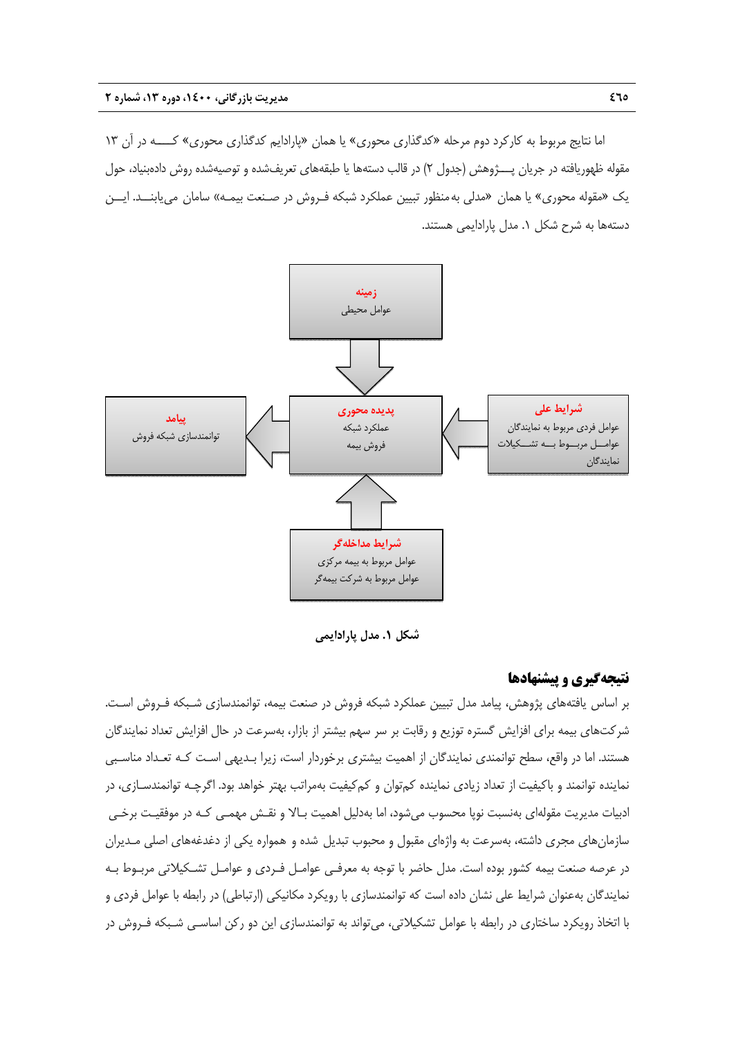اما نتایج مربوط به کارکرد دوم مرحله «کدگذاری محوری» یا همان «پارادایم کدگذاری محوری» کـــه در آن ۱۳ مقوله ظهوریافته در جریان پـــژوهش (جدول ۲) در قالب دسته‌ها یا طبقه‌های تعریف‌شده و توصیه‌شده روش داده‌بنیاد، حول یک «مقوله محوری» یا همان «مدلی به‌منظور تبیین عملکرد شبکه فـروش در صـنعت بیمـه» سامان می‌یابنـد. ایـن دسته‌ها به شرح شکل ۱. مدل پارادایمی هستند.

**زمینه**
عوامل محیطی

**شرایط علی**
عوامل فردی مربوط به نمایندگان
عوامـل مربـوط بـه تشـکیلات نمایندگان

**پدیده محوری**
عملکرد شبکه
فروش بیمه

**پیامد**
توانمندسازی شبکه فروش

**شرایط مداخله‌گر**
عوامل مربوط به بیمه مرکزی
عوامل مربوط به شرکت بیمه‌گر

**شکل ۱. مدل پارادایمی**

## نتیجه‌گیری و پیشنهادها

بر اساس یافته‌های پژوهش، پیامد مدل تبیین عملکرد شبکه فروش در صنعت بیمه، توانمندسازی شـبکه فـروش اسـت. شرکت‌های بیمه برای افزایش گستره توزیع و رقابت بر سر سهم بیشتر از بازار، به‌سرعت در حال افزایش تعداد نمایندگان هستند. اما در واقع، سطح توانمندی نمایندگان از اهمیت بیشتری برخوردار است، زیرا بـدیهی اسـت کـه تعـداد مناسـبی نماینده توانمند و باکیفیت از تعداد زیادی نماینده کم‌توان و کم‌کیفیت به‌مراتب بهتر خواهد بود. اگرچـه توانمندسـازی، در ادبیات مدیریت مقوله‌ای به‌نسبت نوپا محسوب می‌شود، اما به‌دلیل اهمیت بـالا و نقـش مهمـی کـه در موفقیـت برخـی سازمان‌های مجری داشته، به‌سرعت به واژه‌ای مقبول و محبوب تبدیل شده و همواره یکی از دغدغه‌های اصلی مـدیران در عرصه صنعت بیمه کشور بوده است. مدل حاضر با توجه به معرفـی عوامـل فـردی و عوامـل تشـکیلاتی مربـوط بـه نمایندگان به‌عنوان شرایط علی نشان داده است که توانمندسازی با رویکرد مکانیکی (ارتباطی) در رابطه با عوامل فردی و با اتخاذ رویکرد ساختاری در رابطه با عوامل تشکیلاتی، می‌تواند به توانمندسازی این دو رکن اساسـی شـبکه فـروش در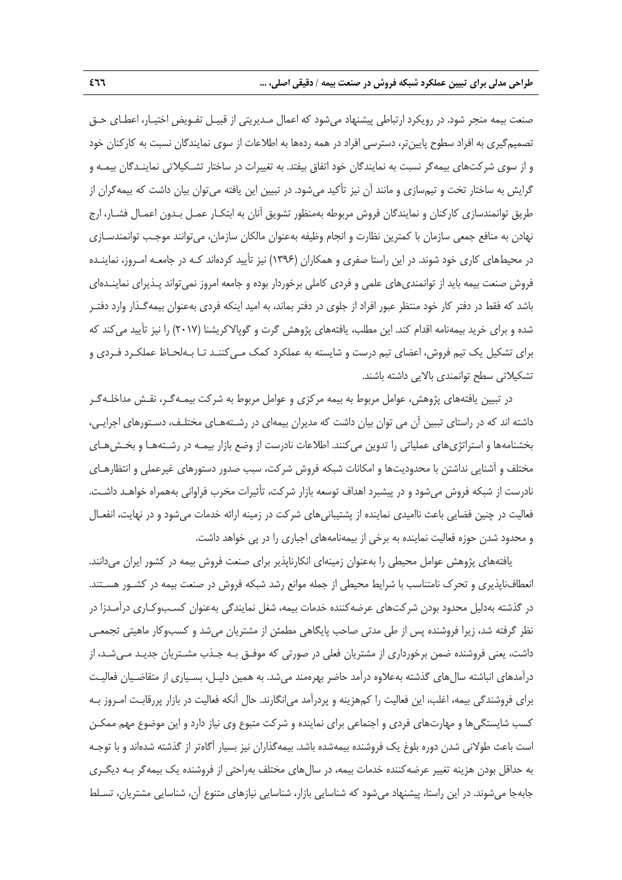صنعت بیمه منجر شود. در رویکرد ارتباطی پیشنهاد می‌شود که اعمال مـدیریتی از قبیـل تفـویض اختیـار، اعطـای حـق تصمیم‌گیری به افراد سطوح پایین‌تر، دسترسی افراد در همه رده‌ها به اطلاعات از سوی نمایندگان نسبت به کارکنان خود و از سوی شرکت‌های بیمه‌گر نسبت به نمایندگان خود اتفاق بیفتد. به تغییرات در ساختار تشـکیلاتی نماینـدگان بیمـه و گرایش به ساختار تخت و تیم‌سازی و مانند آن نیز تأکید می‌شود. در تبیین این یافته می‌توان بیان داشت که بیمه‌گران از طریق توانمندسازی کارکنان و نمایندگان فروش مربوطه به‌منظور تشویق آنان به ابتکـار عمـل بـدون اعمـال فشـار، ارج نهادن به منافع جمعی سازمان با کمترین نظارت و انجام وظیفه به‌عنوان مالکان سازمان، می‌توانند موجـب توانمندسـازی در محیط‌های کاری خود شوند. در این راستا صفری و همکاران (۱۳۹۶) نیز تأیید کرده‌اند کـه در جامعـه امـروز، نماینـده فروش صنعت بیمه باید از توانمندی‌های علمی و فردی کاملی برخوردار بوده و جامعه امروز نمی‌تواند پـذیرای نماینـده‌ای باشد که فقط در دفتر کار خود منتظر عبور افراد از جلوی در دفتر بماند، به امید اینکه فردی به‌عنوان بیمه‌گـذار وارد دفتـر شده و برای خرید بیمه‌نامه اقدام کند. این مطلب، یافته‌های پژوهش گرت و گوپالاکریشنا (۲۰۱۷) را نیز تأیید می‌کند که برای تشکیل یک تیم فروش، اعضای تیم درست و شایسته به عملکرد کمک مـی‌کننـد تـا بـه‌لحـاظ عملکـرد فـردی و تشکیلاتی سطح توانمندی بالایی داشته باشند.

در تبیین یافته‌های پژوهش، عوامل مربوط به بیمه مرکزی و عوامل مربوط به شرکت بیمـه‌گـر، نقـش مداخلـه‌گـر داشته اند که در راستای تبیین آن می توان بیان داشت که مدیران بیمه‌ای در رشـته‌هـای مختلـف، دسـتورهای اجرایـی، بخشنامه‌ها و استراتژی‌های عملیاتی را تدوین می‌کنند. اطلاعات نادرست از وضع بازار بیمـه در رشـته‌هـا و بخـش‌هـای مختلف و آشنایی نداشتن با محدودیت‌ها و امکانات شبکه فروش شرکت، سبب صدور دستورهای غیرعملی و انتظارهـای نادرست از شبکه فروش می‌شود و در پیشبرد اهداف توسعه بازار شرکت، تأثیرات مخرب فراوانی به‌همراه خواهـد داشـت. فعالیت در چنین فضایی باعث ناامیدی نماینده از پشتیبانی‌های شرکت در زمینه ارائه خدمات می‌شود و در نهایت، انفعـال و محدود شدن حوزه فعالیت نماینده به برخی از بیمه‌نامه‌های اجباری را در پی خواهد داشت.

یافته‌های پژوهش عوامل محیطی را به‌عنوان زمینه‌ای انکارناپذیر برای صنعت فروش بیمه در کشور ایران می‌دانند. انعطاف‌ناپذیری و تحرک نامتناسب با شرایط محیطی از جمله موانع رشد شبکه فروش در صنعت بیمه در کشـور هسـتند. در گذشته به‌دلیل محدود بودن شرکت‌های عرضه‌کننده خدمات بیمه، شغل نمایندگی به‌عنوان کسـب‌وکـاری درآمـدزا در نظر گرفته شد، زیرا فروشنده پس از طی مدتی صاحب پایگاهی مطمئن از مشتریان می‌شد و کسب‌وکار ماهیتی تجمعـی داشت، یعنی فروشنده ضمن برخورداری از مشتریان فعلی در صورتی که موفـق بـه جـذب مشـتریان جدیـد مـی‌شـد، از درآمدهای انباشته سال‌های گذشته به‌علاوه درآمد حاضر بهره‌مند می‌شد. به همین دلیـل، بسـیاری از متقاضـیان فعالیـت برای فروشندگی بیمه، اغلب، این فعالیت را کم‌هزینه و پردرآمد می‌انگارند. حال آنکه فعالیت در بازار پررقابـت امـروز بـه کسب شایستگی‌ها و مهارت‌های فردی و اجتماعی برای نماینده و شرکت متبوع وی نیاز دارد و این موضوع مهم ممکـن است باعث طولانی شدن دوره بلوغ یک فروشنده بیمه‌شده باشد. بیمه‌گذاران نیز بسیار آگاه‌تر از گذشته شده‌اند و با توجـه به حداقل بودن هزینه تغییر عرضه‌کننده خدمات بیمه، در سال‌های مختلف به‌راحتی از فروشنده یک بیمه‌گر بـه دیگـری جابه‌جا می‌شوند. در این راستا، پیشنهاد می‌شود که شناسایی بازار، شناسایی نیازهای متنوع آن، شناسایی مشتریان، تسـلط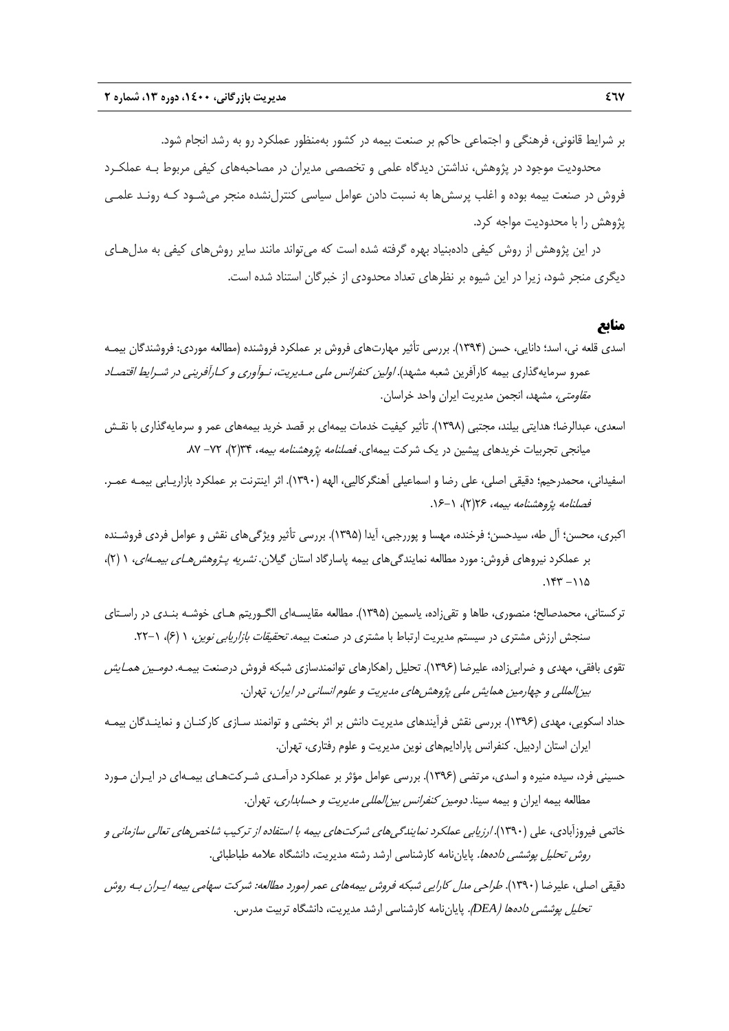بر شرایط قانونی، فرهنگی و اجتماعی حاکم بر صنعت بیمه در کشور به‌منظور عملکرد رو به رشد انجام شود.

محدودیت موجود در پژوهش، نداشتن دیدگاه علمی و تخصصی مدیران در مصاحبه‌های کیفی مربوط بـه عملکـرد فروش در صنعت بیمه بوده و اغلب پرسش‌ها به نسبت دادن عوامل سیاسی کنترل‌نشده منجر می‌شـود کـه رونـد علمـی پژوهش را با محدودیت مواجه کرد.

در این پژوهش از روش کیفی داده‌بنیاد بهره گرفته شده است که می‌تواند مانند سایر روش‌های کیفی به مدل‌هـای دیگری منجر شود، زیرا در این شیوه بر نظرهای تعداد محدودی از خبرگان استناد شده است.

## منابع

اسدی قلعه نی، اسد؛ دانایی، حسن (۱۳۹۴). بررسی تأثیر مهارت‌های فروش بر عملکرد فروشنده (مطالعه موردی: فروشندگان بیمـه عمرو سرمایه‌گذاری بیمه کارآفرین شعبه مشهد). *اولین کنفرانس ملی مـدیریت، نـوآوری و کـارآفرینی در شـرایط اقتصـاد مقاومتی*، مشهد، انجمن مدیریت ایران واحد خراسان.

اسعدی، عبدالرضا؛ هدایتی بیلند، مجتبی (۱۳۹۸). تأثیر کیفیت خدمات بیمه‌ای بر قصد خرید بیمه‌های عمر و سرمایه‌گذاری با نقـش میانجی تجربیات خریدهای پیشین در یک شرکت بیمه‌ای. *فصلنامه پژوهشنامه بیمه*، ۳۴(۲)، ۷۲– ۸۷.

اسفیدانی، محمدرحیم؛ دقیقی اصلی، علی رضا و اسماعیلی آهنگرکالیی، الهه (۱۳۹۰). اثر اینترنت بر عملکرد بازاریـابی بیمـه عمـر. *فصلنامه پژوهشنامه بیمه*، ۲۶(۲)، ۱–۱۶.

اکبری، محسن؛ آل طه، سیدحسن؛ فرخنده، مهسا و پوررجبی، آیدا (۱۳۹۵). بررسی تأثیر ویژگی‌های نقش و عوامل فردی فروشـنده بر عملکرد نیروهای فروش: مورد مطالعه نمایندگی‌های بیمه پاسارگاد استان گیلان. *نشریه پـژوهش‌هـای بیمـه‌ای*، ۱ (۲)، ۱۱۵– ۱۴۳.

ترکستانی، محمدصالح؛ منصوری، طاها و تقی‌زاده، یاسمین (۱۳۹۵). مطالعه مقایسـه‌ای الگـوریتم هـای خوشـه بنـدی در راسـتای سنجش ارزش مشتری در سیستم مدیریت ارتباط با مشتری در صنعت بیمه. *تحقیقات بازاریابی نوین*، ۱ (۶)، ۱–۲۲.

تقوی باقفی، مهدی و ضرابی‌زاده، علیرضا (۱۳۹۶). تحلیل راهکارهای توانمندسازی شبکه فروش درصنعت بیمـه. *دومـین همـایش بین‌المللی و چهارمین همایش ملی پژوهش‌های مدیریت و علوم انسانی در ایران*، تهران.

حداد اسکویی، مهدی (۱۳۹۶). بررسی نقش فرآیندهای مدیریت دانش بر اثر بخشی و توانمند سـازی کارکنـان و نماینـدگان بیمـه ایران استان اردبیل. کنفرانس پارادایم‌های نوین مدیریت و علوم رفتاری، تهران.

حسینی فرد، سیده منیره و اسدی، مرتضی (۱۳۹۶). بررسی عوامل مؤثر بر عملکرد درآمـدی شـرکت‌هـای بیمـه‌ای در ایـران مـورد مطالعه بیمه ایران و بیمه سینا. *دومین کنفرانس بین‌المللی مدیریت و حسابداری*، تهران.

خاتمی فیروزآبادی، علی (۱۳۹۰). *ارزیابی عملکرد نمایندگی‌های شرکت‌های بیمه با استفاده از ترکیب شاخص‌های تعالی سازمانی و روش تحلیل پوششی داده‌ها*. پایان‌نامه کارشناسی ارشد رشته مدیریت، دانشگاه علامه طباطبائی.

دقیقی اصلی، علیرضا (۱۳۹۰). *طراحی مدل کارایی شبکه فروش بیمه‌های عمر (مورد مطالعه: شرکت سهامی بیمه ایـران بـه روش تحلیل پوششی داده‌ها (DEA)*. پایان‌نامه کارشناسی ارشد مدیریت، دانشگاه تربیت مدرس.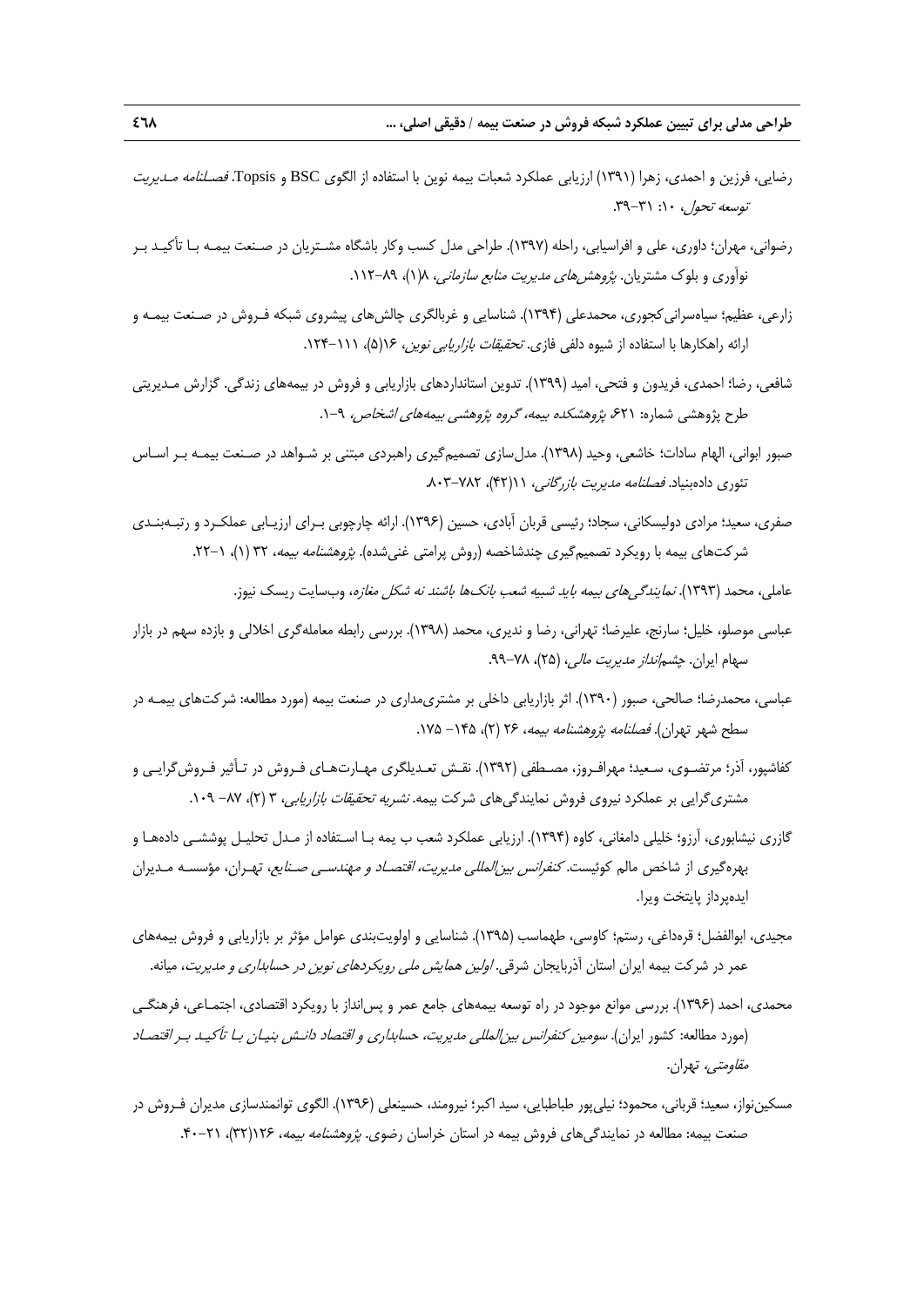رضایی، فرزین و احمدی، زهرا (۱۳۹۱) ارزیابی عملکرد شعبات بیمه نوین با استفاده از الگوی BSC و Topsis. *فصلنامه مدیریت توسعه تحول*، ۱۰: ۳۱–۳۹.

رضوانی، مهران؛ داوری، علی و افراسیابی، راحله (۱۳۹۷). طراحی مدل کسب وکار باشگاه مشتریان در صنعت بیمه با تأکید بر نوآوری و بلوک مشتریان. *پژوهش‌های مدیریت منابع سازمانی*، ۸(۱)، ۸۹–۱۱۲.

زارعی، عظیم؛ سیاه‌سرانی‌کجوری، محمدعلی (۱۳۹۴). شناسایی و غربالگری چالش‌های پیشروی شبکه فروش در صنعت بیمه و ارائه راهکارها با استفاده از شیوه دلفی فازی. *تحقیقات بازاریابی نوین*، ۱۶(۵)، ۱۱۱–۱۲۴.

شافعی، رضا؛ احمدی، فریدون و فتحی، امید (۱۳۹۹). تدوین استانداردهای بازاریابی و فروش در بیمه‌های زندگی. گزارش مدیریتی طرح پژوهشی شماره: ۶۲۱ *پژوهشکده بیمه، گروه پژوهشی بیمه‌های اشخاص*، ۹–۱.

صبور ابوانی، الهام سادات؛ خاشعی، وحید (۱۳۹۸). مدل‌سازی تصمیم‌گیری راهبردی مبتنی بر شواهد در صنعت بیمه بر اساس تئوری داده‌بنیاد. *فصلنامه مدیریت بازرگانی*، ۱۱(۴۲)، ۷۸۲–۸۰۳.

صفری، سعید؛ مرادی دولیسکانی، سجاد؛ رئیسی قربان آبادی، حسین (۱۳۹۶). ارائه چارچوبی برای ارزیابی عملکرد و رتبه‌بندی شرکت‌های بیمه با رویکرد تصمیم‌گیری چندشاخصه (روش پرامتی غنی‌شده). *پژوهشنامه بیمه*، ۳۲ (۱)، ۱–۲۲.

عاملی، محمد (۱۳۹۳). *نمایندگی‌های بیمه باید شبیه شعب بانک‌ها باشند نه شکل مغازه*، وب‌سایت ریسک نیوز.

عباسی موصلو، خلیل؛ سارنج، علیرضا؛ تهرانی، رضا و ندیری، محمد (۱۳۹۸). بررسی رابطه معامله‌گری اخلالی و بازده سهم در بازار سهام ایران. *چشم‌انداز مدیریت مالی*، (۲۵)، ۷۸–۹۹.

عباسی، محمدرضا؛ صالحی، صبور (۱۳۹۰). اثر بازاریابی داخلی بر مشتری‌مداری در صنعت بیمه (مورد مطالعه: شرکت‌های بیمه در سطح شهر تهران). *فصلنامه پژوهشنامه بیمه*، ۲۶ (۲)، ۱۴۵– ۱۷۵.

کفاشپور، آذر؛ مرتضوی، سعید؛ مهرافروز، مصطفی (۱۳۹۲). نقش تعدیلگری مهارت‌های فروش در تأثیر فروش‌گرایی و مشتری‌گرایی بر عملکرد نیروی فروش نمایندگی‌های شرکت بیمه. *نشریه تحقیقات بازاریابی*، ۳ (۲)، ۸۷– ۱۰۹.

گازری نیشابوری، آرزو؛ خلیلی دامغانی، کاوه (۱۳۹۴). ارزیابی عملکرد شعب ب یمه با استفاده از مدل تحلیل پوششی داده‌ها و بهره‌گیری از شاخص مالم کوئیست. *کنفرانس بین‌المللی مدیریت، اقتصاد و مهندسی صنایع*، تهران، مؤسسه مدیران ایده‌پرداز پایتخت ویرا.

مجیدی، ابوالفضل؛ قره‌داغی، رستم؛ کاوسی، طهماسب (۱۳۹۵). شناسایی و اولویت‌بندی عوامل مؤثر بر بازاریابی و فروش بیمه‌های عمر در شرکت بیمه ایران استان آذربایجان شرقی. *اولین همایش ملی رویکردهای نوین در حسابداری و مدیریت*، میانه.

محمدی، احمد (۱۳۹۶). بررسی موانع موجود در راه توسعه بیمه‌های جامع عمر و پس‌انداز با رویکرد اقتصادی، اجتماعی، فرهنگی (مورد مطالعه: کشور ایران). *سومین کنفرانس بین‌المللی مدیریت، حسابداری و اقتصاد دانش بنیان با تأکید بر اقتصاد مقاومتی*، تهران.

مسکین‌نواز، سعید؛ قربانی، محمود؛ نیلی‌پور طباطبایی، سید اکبر؛ نیرومند، حسینعلی (۱۳۹۶). الگوی توانمندسازی مدیران فروش در صنعت بیمه: مطالعه در نمایندگی‌های فروش بیمه در استان خراسان رضوی. *پژوهشنامه بیمه*، ۱۲۶(۳۲)، ۲۱–۴۰.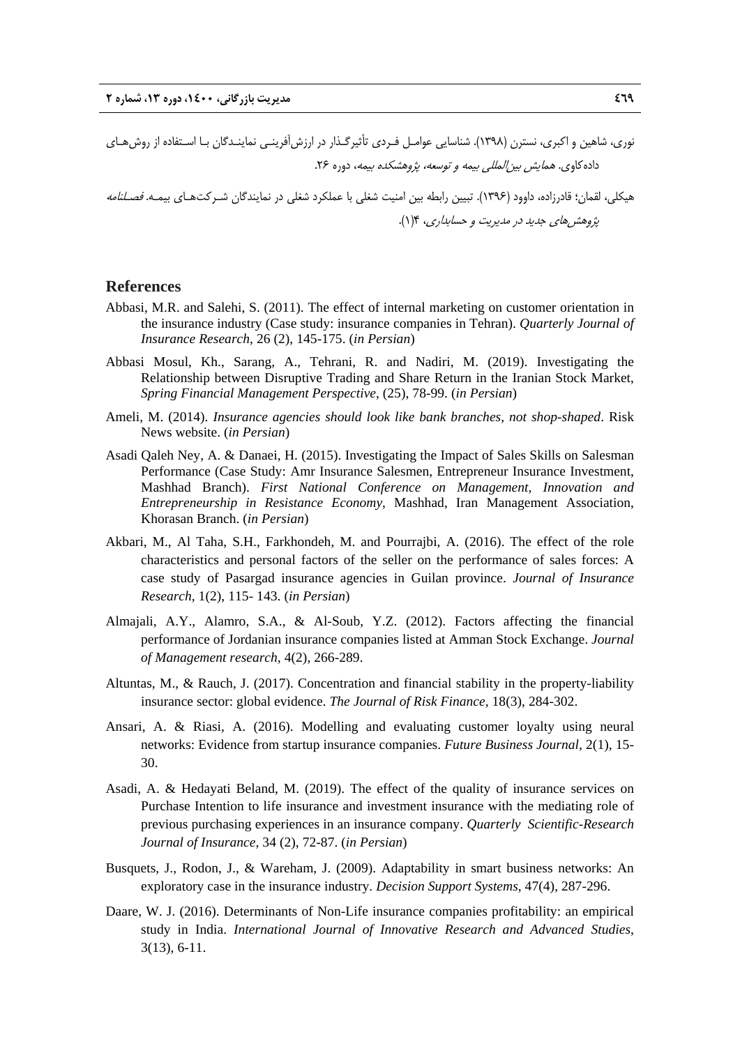نوری، شاهین و اکبری، نسترن (۱۳۹۸). شناسایی عوامـل فـردی تأثیرگـذار در ارزش‌آفرینـی نماینـدگان بـا اسـتفاده از روش‌هـای داده‌کاوی. *همایش بین‌المللی بیمه و توسعه، پژوهشکده بیمه*، دوره ۲۶.

هیکلی، لقمان؛ قادرزاده، داوود (۱۳۹۶). تبیین رابطه بین امنیت شغلی با عملکرد شغلی در نمایندگان شـرکت‌هـای بیمـه. *فصـلنامه پژوهش‌های جدید در مدیریت و حسابداری*، ۴(۱).

## References

Abbasi, M.R. and Salehi, S. (2011). The effect of internal marketing on customer orientation in the insurance industry (Case study: insurance companies in Tehran). *Quarterly Journal of Insurance Research*, 26 (2), 145-175. (*in Persian*)

Abbasi Mosul, Kh., Sarang, A., Tehrani, R. and Nadiri, M. (2019). Investigating the Relationship between Disruptive Trading and Share Return in the Iranian Stock Market, *Spring Financial Management Perspective*, (25), 78-99. (*in Persian*)

Ameli, M. (2014). *Insurance agencies should look like bank branches, not shop-shaped*. Risk News website. (*in Persian*)

Asadi Qaleh Ney, A. & Danaei, H. (2015). Investigating the Impact of Sales Skills on Salesman Performance (Case Study: Amr Insurance Salesmen, Entrepreneur Insurance Investment, Mashhad Branch). *First National Conference on Management, Innovation and Entrepreneurship in Resistance Economy*, Mashhad, Iran Management Association, Khorasan Branch. (*in Persian*)

Akbari, M., Al Taha, S.H., Farkhondeh, M. and Pourrajbi, A. (2016). The effect of the role characteristics and personal factors of the seller on the performance of sales forces: A case study of Pasargad insurance agencies in Guilan province. *Journal of Insurance Research*, 1(2), 115- 143. (*in Persian*)

Almajali, A.Y., Alamro, S.A., & Al-Soub, Y.Z. (2012). Factors affecting the financial performance of Jordanian insurance companies listed at Amman Stock Exchange. *Journal of Management research*, 4(2), 266-289.

Altuntas, M., & Rauch, J. (2017). Concentration and financial stability in the property-liability insurance sector: global evidence. *The Journal of Risk Finance*, 18(3), 284-302.

Ansari, A. & Riasi, A. (2016). Modelling and evaluating customer loyalty using neural networks: Evidence from startup insurance companies. *Future Business Journal*, 2(1), 15-30.

Asadi, A. & Hedayati Beland, M. (2019). The effect of the quality of insurance services on Purchase Intention to life insurance and investment insurance with the mediating role of previous purchasing experiences in an insurance company. *Quarterly Scientific-Research Journal of Insurance,* 34 (2), 72-87. (*in Persian*)

Busquets, J., Rodon, J., & Wareham, J. (2009). Adaptability in smart business networks: An exploratory case in the insurance industry. *Decision Support Systems*, 47(4), 287-296.

Daare, W. J. (2016). Determinants of Non-Life insurance companies profitability: an empirical study in India. *International Journal of Innovative Research and Advanced Studies*, 3(13), 6-11.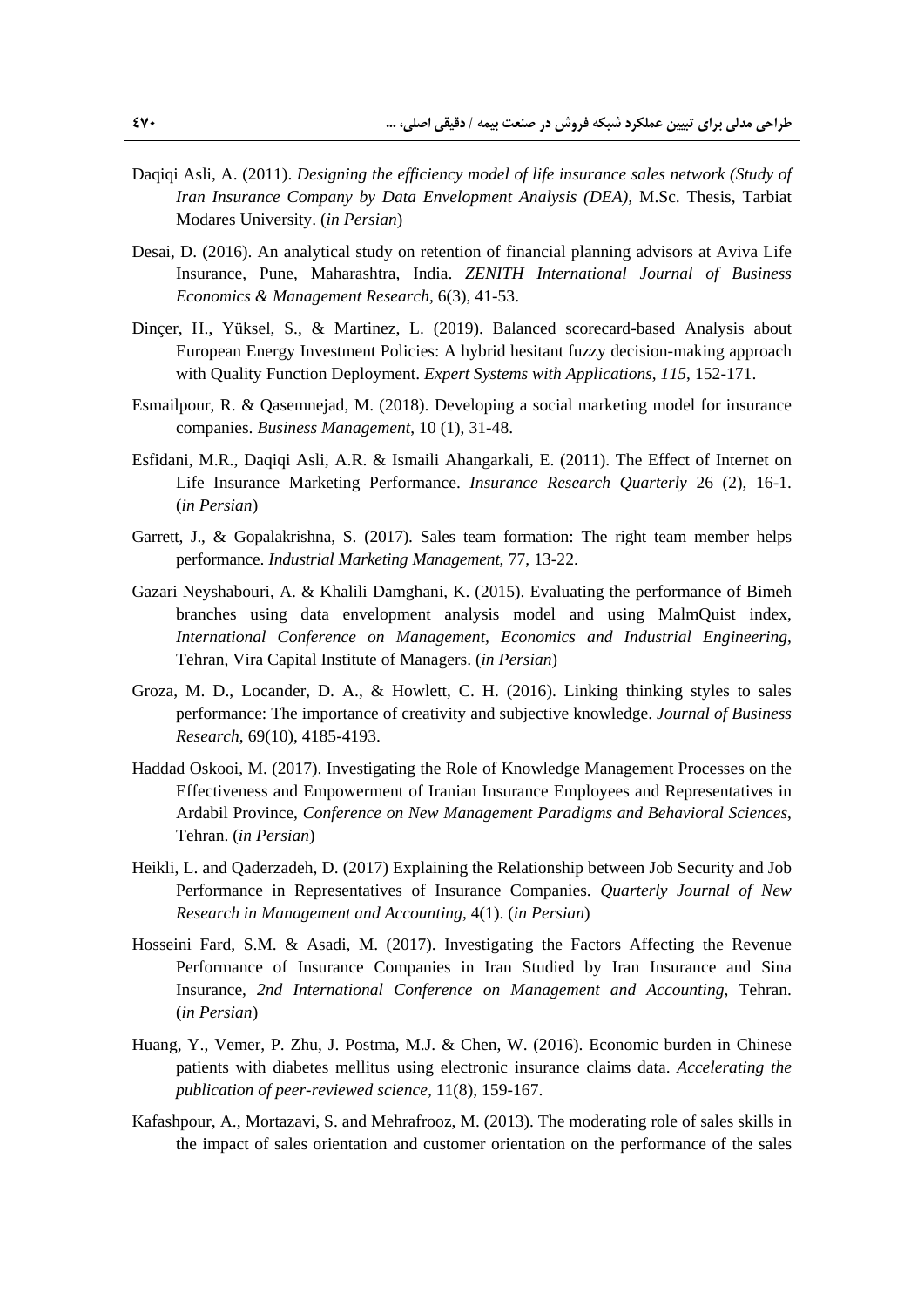Daqiqi Asli, A. (2011). *Designing the efficiency model of life insurance sales network (Study of Iran Insurance Company by Data Envelopment Analysis (DEA),* M.Sc. Thesis, Tarbiat Modares University. (*in Persian*)

Desai, D. (2016). An analytical study on retention of financial planning advisors at Aviva Life Insurance, Pune, Maharashtra, India. *ZENITH International Journal of Business Economics & Management Research*, 6(3), 41-53.

Dinçer, H., Yüksel, S., & Martinez, L. (2019). Balanced scorecard-based Analysis about European Energy Investment Policies: A hybrid hesitant fuzzy decision-making approach with Quality Function Deployment. *Expert Systems with Applications*, *115*, 152-171.

Esmailpour, R. & Qasemnejad, M. (2018). Developing a social marketing model for insurance companies. *Business Management*, 10 (1), 31-48.

Esfidani, M.R., Daqiqi Asli, A.R. & Ismaili Ahangarkali, E. (2011). The Effect of Internet on Life Insurance Marketing Performance. *Insurance Research Quarterly* 26 (2), 16-1. (*in Persian*)

Garrett, J., & Gopalakrishna, S. (2017). Sales team formation: The right team member helps performance. *Industrial Marketing Management*, 77, 13-22.

Gazari Neyshabouri, A. & Khalili Damghani, K. (2015). Evaluating the performance of Bimeh branches using data envelopment analysis model and using MalmQuist index, *International Conference on Management, Economics and Industrial Engineering*, Tehran, Vira Capital Institute of Managers. (*in Persian*)

Groza, M. D., Locander, D. A., & Howlett, C. H. (2016). Linking thinking styles to sales performance: The importance of creativity and subjective knowledge. *Journal of Business Research*, 69(10), 4185-4193.

Haddad Oskooi, M. (2017). Investigating the Role of Knowledge Management Processes on the Effectiveness and Empowerment of Iranian Insurance Employees and Representatives in Ardabil Province, *Conference on New Management Paradigms and Behavioral Sciences*, Tehran. (*in Persian*)

Heikli, L. and Qaderzadeh, D. (2017) Explaining the Relationship between Job Security and Job Performance in Representatives of Insurance Companies. *Quarterly Journal of New Research in Management and Accounting*, 4(1). (*in Persian*)

Hosseini Fard, S.M. & Asadi, M. (2017). Investigating the Factors Affecting the Revenue Performance of Insurance Companies in Iran Studied by Iran Insurance and Sina Insurance, *2nd International Conference on Management and Accounting*, Tehran. (*in Persian*)

Huang, Y., Vemer, P. Zhu, J. Postma, M.J. & Chen, W. (2016). Economic burden in Chinese patients with diabetes mellitus using electronic insurance claims data. *Accelerating the publication of peer-reviewed science,* 11(8), 159-167.

Kafashpour, A., Mortazavi, S. and Mehrafrooz, M. (2013). The moderating role of sales skills in the impact of sales orientation and customer orientation on the performance of the sales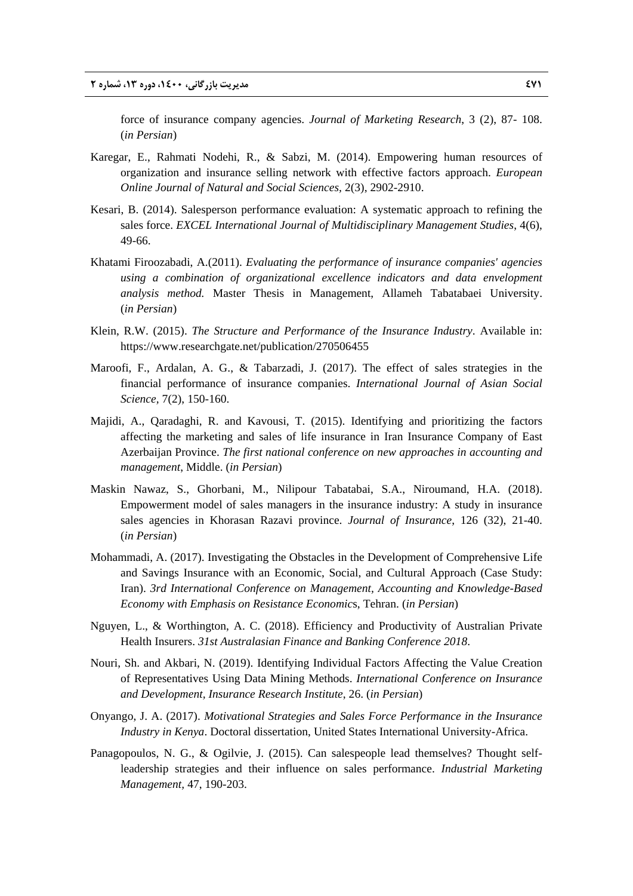force of insurance company agencies. *Journal of Marketing Research*, 3 (2), 87- 108. (*in Persian*)

Karegar, E., Rahmati Nodehi, R., & Sabzi, M. (2014). Empowering human resources of organization and insurance selling network with effective factors approach. *European Online Journal of Natural and Social Sciences,* 2(3), 2902-2910.

Kesari, B. (2014). Salesperson performance evaluation: A systematic approach to refining the sales force. *EXCEL International Journal of Multidisciplinary Management Studies*, 4(6), 49-66.

Khatami Firoozabadi, A.(2011). *Evaluating the performance of insurance companies' agencies using a combination of organizational excellence indicators and data envelopment analysis method.* Master Thesis in Management, Allameh Tabatabaei University. (*in Persian*)

Klein, R.W. (2015). *The Structure and Performance of the Insurance Industry*. Available in: https://www.researchgate.net/publication/270506455

Maroofi, F., Ardalan, A. G., & Tabarzadi, J. (2017). The effect of sales strategies in the financial performance of insurance companies. *International Journal of Asian Social Science*, 7(2), 150-160.

Majidi, A., Qaradaghi, R. and Kavousi, T. (2015). Identifying and prioritizing the factors affecting the marketing and sales of life insurance in Iran Insurance Company of East Azerbaijan Province. *The first national conference on new approaches in accounting and management*, Middle. (*in Persian*)

Maskin Nawaz, S., Ghorbani, M., Nilipour Tabatabai, S.A., Niroumand, H.A. (2018). Empowerment model of sales managers in the insurance industry: A study in insurance sales agencies in Khorasan Razavi province. *Journal of Insurance*, 126 (32), 21-40. (*in Persian*)

Mohammadi, A. (2017). Investigating the Obstacles in the Development of Comprehensive Life and Savings Insurance with an Economic, Social, and Cultural Approach (Case Study: Iran). *3rd International Conference on Management, Accounting and Knowledge-Based Economy with Emphasis on Resistance Economic*s, Tehran. (*in Persian*)

Nguyen, L., & Worthington, A. C. (2018). Efficiency and Productivity of Australian Private Health Insurers. *31st Australasian Finance and Banking Conference 2018*.

Nouri, Sh. and Akbari, N. (2019). Identifying Individual Factors Affecting the Value Creation of Representatives Using Data Mining Methods. *International Conference on Insurance and Development, Insurance Research Institute*, 26. (*in Persian*)

Onyango, J. A. (2017). *Motivational Strategies and Sales Force Performance in the Insurance Industry in Kenya*. Doctoral dissertation, United States International University-Africa.

Panagopoulos, N. G., & Ogilvie, J. (2015). Can salespeople lead themselves? Thought self-leadership strategies and their influence on sales performance. *Industrial Marketing Management*, 47, 190-203.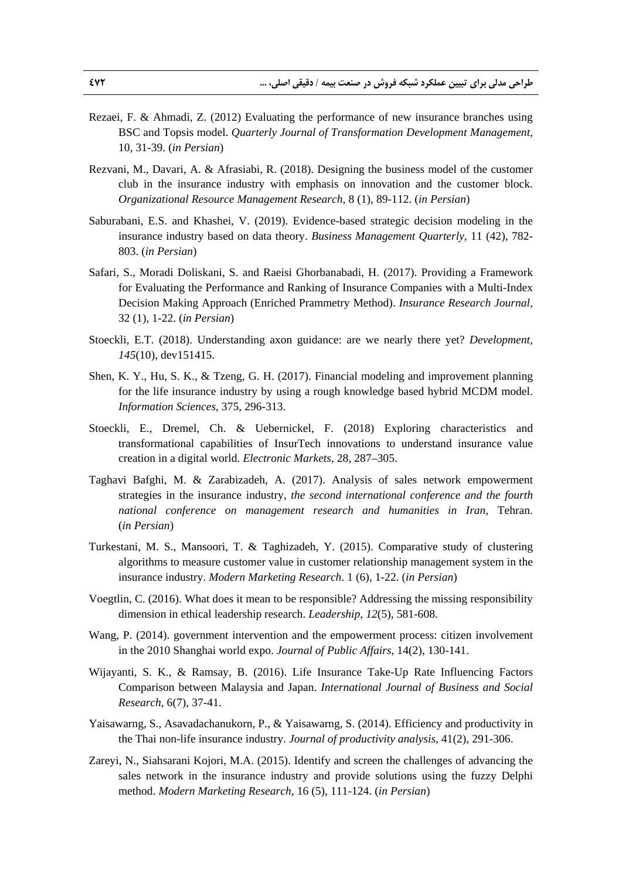Rezaei, F. & Ahmadi, Z. (2012) Evaluating the performance of new insurance branches using BSC and Topsis model. *Quarterly Journal of Transformation Development Management*, 10, 31-39. (*in Persian*)

Rezvani, M., Davari, A. & Afrasiabi, R. (2018). Designing the business model of the customer club in the insurance industry with emphasis on innovation and the customer block. *Organizational Resource Management Research*, 8 (1), 89-112. (*in Persian*)

Saburabani, E.S. and Khashei, V. (2019). Evidence-based strategic decision modeling in the insurance industry based on data theory. *Business Management Quarterly*, 11 (42), 782-803. (*in Persian*)

Safari, S., Moradi Doliskani, S. and Raeisi Ghorbanabadi, H. (2017). Providing a Framework for Evaluating the Performance and Ranking of Insurance Companies with a Multi-Index Decision Making Approach (Enriched Prammetry Method). *Insurance Research Journal*, 32 (1), 1-22. (*in Persian*)

Stoeckli, E.T. (2018). Understanding axon guidance: are we nearly there yet? *Development*, *145*(10), dev151415.

Shen, K. Y., Hu, S. K., & Tzeng, G. H. (2017). Financial modeling and improvement planning for the life insurance industry by using a rough knowledge based hybrid MCDM model. *Information Sciences*, 375, 296-313.

Stoeckli, E., Dremel, Ch. & Uebernickel, F. (2018) Exploring characteristics and transformational capabilities of InsurTech innovations to understand insurance value creation in a digital world. *Electronic Markets*, 28, 287–305.

Taghavi Bafghi, M. & Zarabizadeh, A. (2017). Analysis of sales network empowerment strategies in the insurance industry, *the second international conference and the fourth national conference on management research and humanities in Iran*, Tehran. (*in Persian*)

Turkestani, M. S., Mansoori, T. & Taghizadeh, Y. (2015). Comparative study of clustering algorithms to measure customer value in customer relationship management system in the insurance industry. *Modern Marketing Research*. 1 (6), 1-22. (*in Persian*)

Voegtlin, C. (2016). What does it mean to be responsible? Addressing the missing responsibility dimension in ethical leadership research. *Leadership, 12*(5), 581-608.

Wang, P. (2014). government intervention and the empowerment process: citizen involvement in the 2010 Shanghai world expo. *Journal of Public Affairs*, 14(2), 130-141.

Wijayanti, S. K., & Ramsay, B. (2016). Life Insurance Take-Up Rate Influencing Factors Comparison between Malaysia and Japan. *International Journal of Business and Social Research*, 6(7), 37-41.

Yaisawarng, S., Asavadachanukorn, P., & Yaisawarng, S. (2014). Efficiency and productivity in the Thai non-life insurance industry. *Journal of productivity analysis*, 41(2), 291-306.

Zareyi, N., Siahsarani Kojori, M.A. (2015). Identify and screen the challenges of advancing the sales network in the insurance industry and provide solutions using the fuzzy Delphi method. *Modern Marketing Research*, 16 (5), 111-124. (*in Persian*)